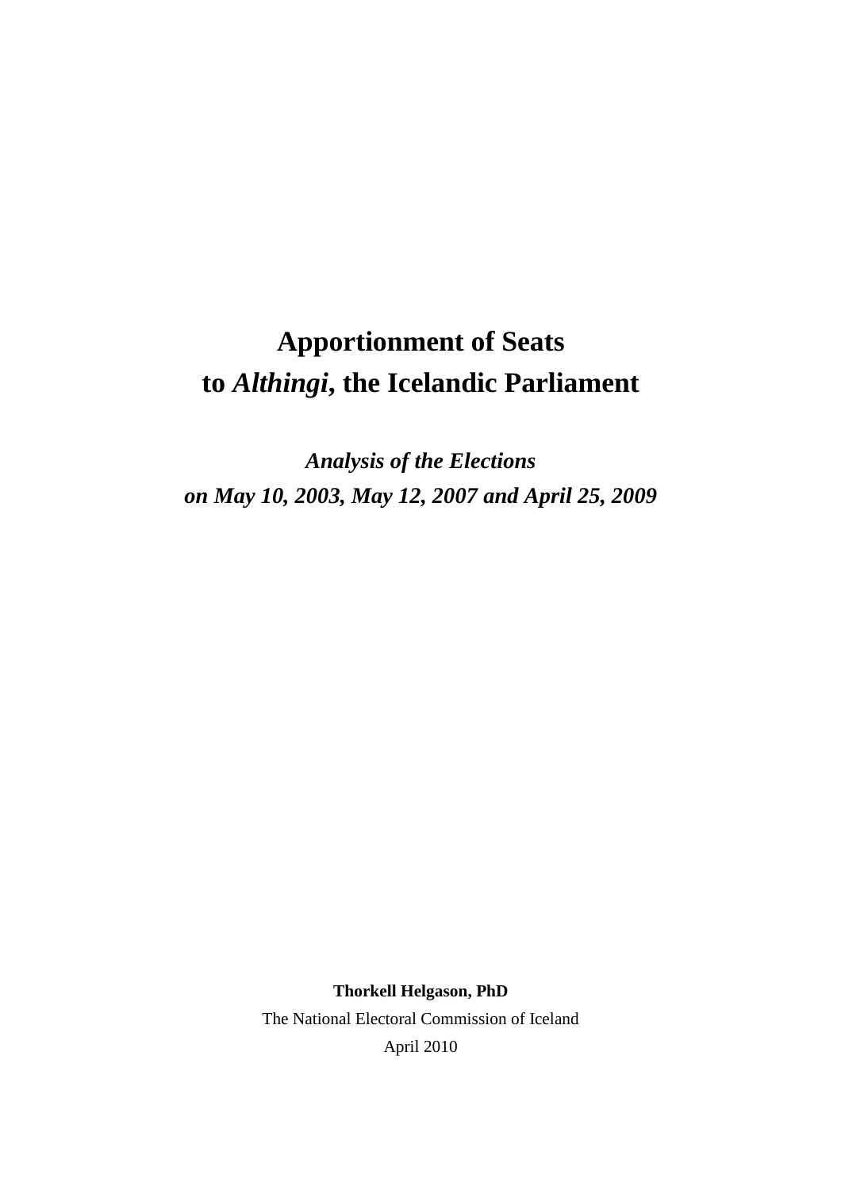# Apportionment of Seats to *Althingi*, the Icelandic Parliament

***Analysis of the Elections on May 10, 2003, May 12, 2007 and April 25, 2009***

**Thorkell Helgason, PhD**

The National Electoral Commission of Iceland

April 2010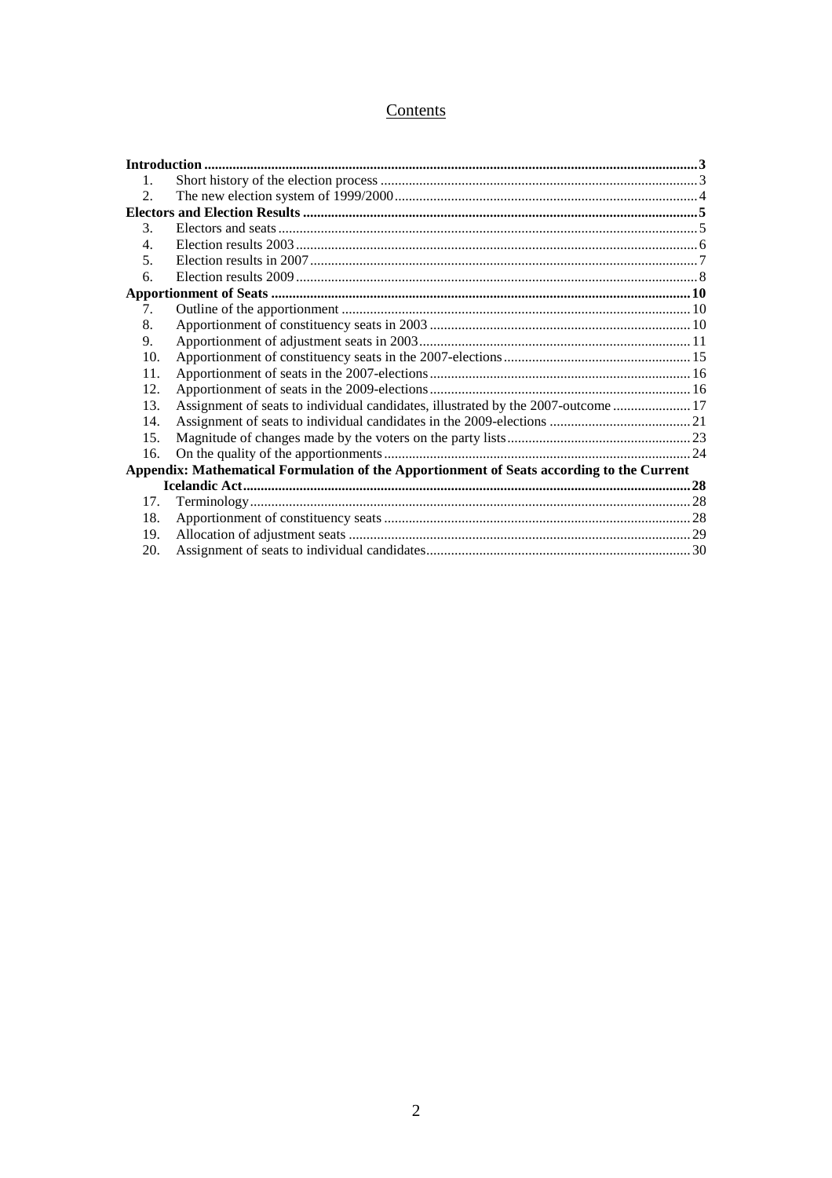# Contents

**Introduction** ........................................................................................................................................ **3**

1. Short history of the election process ........................................................................................ 3
2. The new election system of 1999/2000 ..................................................................................... 4

**Electors and Election Results** ............................................................................................................... **5**

3. Electors and seats ...................................................................................................................... 5
4. Election results 2003 ................................................................................................................. 6
5. Election results in 2007 ............................................................................................................. 7
6. Election results 2009 ................................................................................................................. 8

**Apportionment of Seats** ...................................................................................................................... **10**

7. Outline of the apportionment .................................................................................................. 10
8. Apportionment of constituency seats in 2003 ......................................................................... 10
9. Apportionment of adjustment seats in 2003 ............................................................................ 11
10. Apportionment of constituency seats in the 2007-elections .................................................... 15
11. Apportionment of seats in the 2007-elections ......................................................................... 16
12. Apportionment of seats in the 2009-elections ......................................................................... 16
13. Assignment of seats to individual candidates, illustrated by the 2007-outcome ..................... 17
14. Assignment of seats to individual candidates in the 2009-elections ........................................ 21
15. Magnitude of changes made by the voters on the party lists ................................................... 23
16. On the quality of the apportionments ...................................................................................... 24

**Appendix: Mathematical Formulation of the Apportionment of Seats according to the Current Icelandic Act** ........................................................................................................................................ **28**

17. Terminology ............................................................................................................................. 28
18. Apportionment of constituency seats ...................................................................................... 28
19. Allocation of adjustment seats ................................................................................................ 29
20. Assignment of seats to individual candidates .......................................................................... 30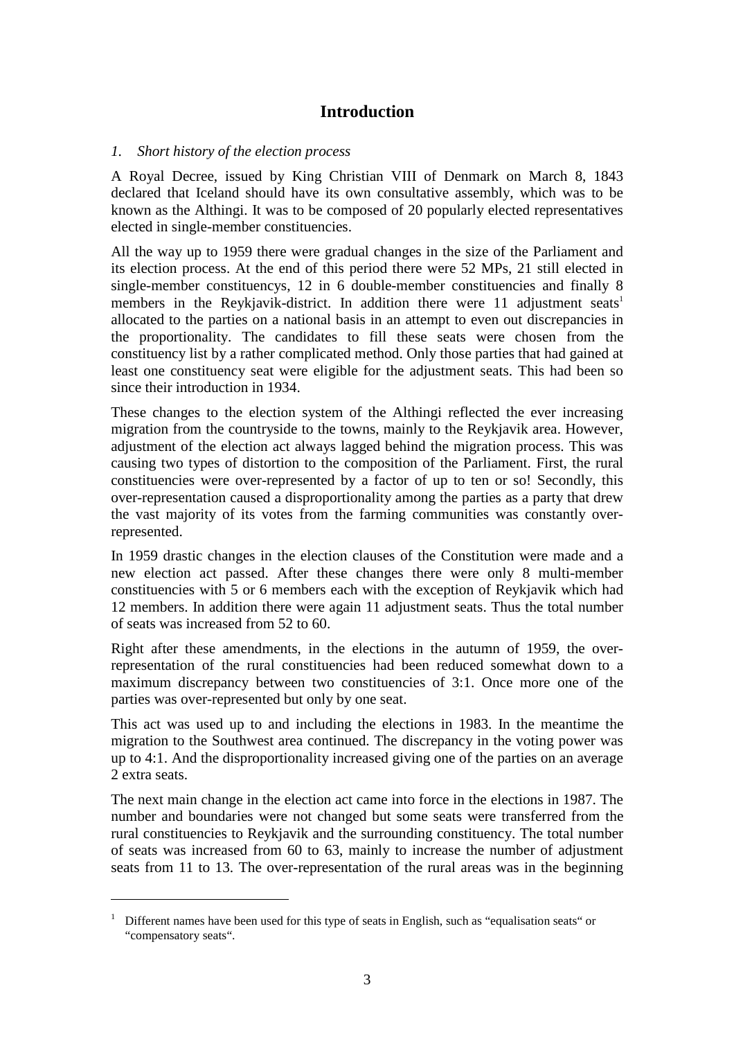# Introduction

*1. Short history of the election process*

A Royal Decree, issued by King Christian VIII of Denmark on March 8, 1843 declared that Iceland should have its own consultative assembly, which was to be known as the Althingi. It was to be composed of 20 popularly elected representatives elected in single-member constituencies.

All the way up to 1959 there were gradual changes in the size of the Parliament and its election process. At the end of this period there were 52 MPs, 21 still elected in single-member constituencys, 12 in 6 double-member constituencies and finally 8 members in the Reykjavik-district. In addition there were 11 adjustment seats[1] allocated to the parties on a national basis in an attempt to even out discrepancies in the proportionality. The candidates to fill these seats were chosen from the constituency list by a rather complicated method. Only those parties that had gained at least one constituency seat were eligible for the adjustment seats. This had been so since their introduction in 1934.

These changes to the election system of the Althingi reflected the ever increasing migration from the countryside to the towns, mainly to the Reykjavik area. However, adjustment of the election act always lagged behind the migration process. This was causing two types of distortion to the composition of the Parliament. First, the rural constituencies were over-represented by a factor of up to ten or so! Secondly, this over-representation caused a disproportionality among the parties as a party that drew the vast majority of its votes from the farming communities was constantly over-represented.

In 1959 drastic changes in the election clauses of the Constitution were made and a new election act passed. After these changes there were only 8 multi-member constituencies with 5 or 6 members each with the exception of Reykjavik which had 12 members. In addition there were again 11 adjustment seats. Thus the total number of seats was increased from 52 to 60.

Right after these amendments, in the elections in the autumn of 1959, the over-representation of the rural constituencies had been reduced somewhat down to a maximum discrepancy between two constituencies of 3:1. Once more one of the parties was over-represented but only by one seat.

This act was used up to and including the elections in 1983. In the meantime the migration to the Southwest area continued. The discrepancy in the voting power was up to 4:1. And the disproportionality increased giving one of the parties on an average 2 extra seats.

The next main change in the election act came into force in the elections in 1987. The number and boundaries were not changed but some seats were transferred from the rural constituencies to Reykjavik and the surrounding constituency. The total number of seats was increased from 60 to 63, mainly to increase the number of adjustment seats from 11 to 13. The over-representation of the rural areas was in the beginning

[1] Different names have been used for this type of seats in English, such as "equalisation seats" or "compensatory seats".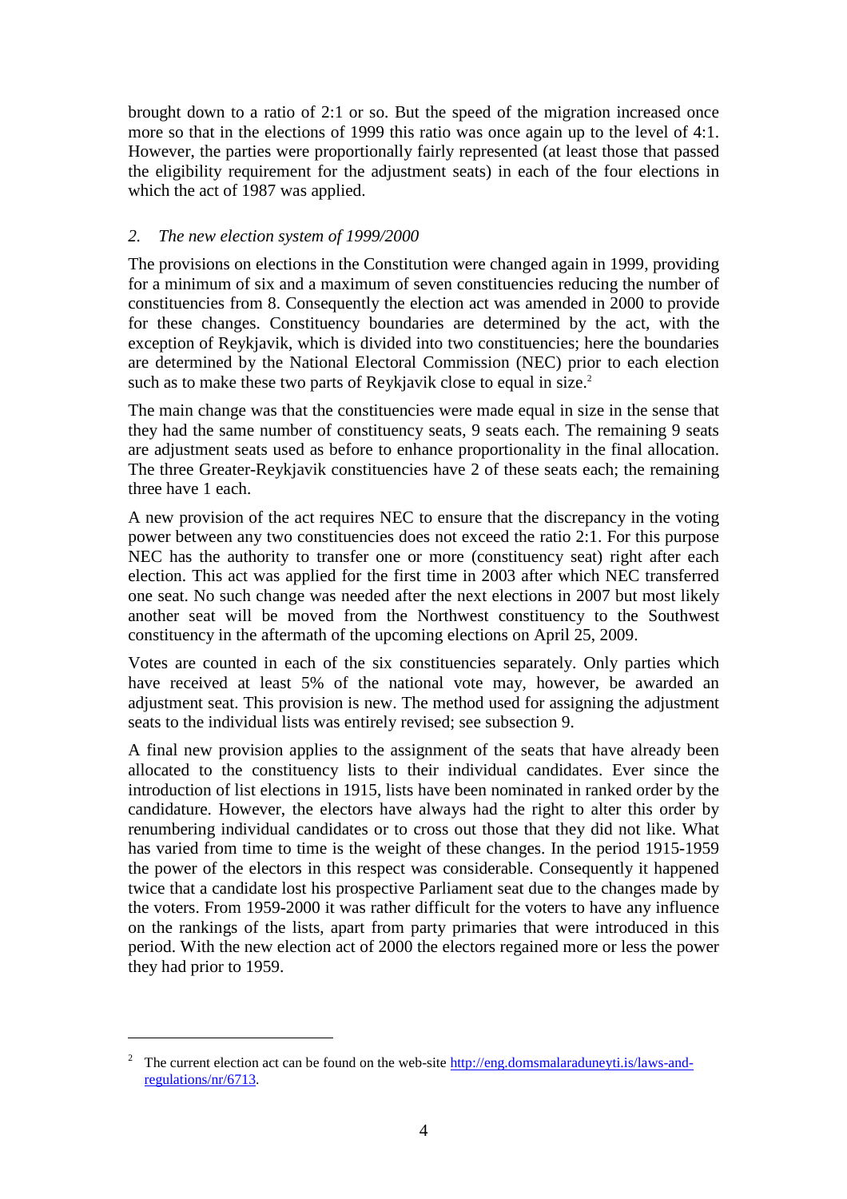brought down to a ratio of 2:1 or so. But the speed of the migration increased once more so that in the elections of 1999 this ratio was once again up to the level of 4:1. However, the parties were proportionally fairly represented (at least those that passed the eligibility requirement for the adjustment seats) in each of the four elections in which the act of 1987 was applied.

## *2. The new election system of 1999/2000*

The provisions on elections in the Constitution were changed again in 1999, providing for a minimum of six and a maximum of seven constituencies reducing the number of constituencies from 8. Consequently the election act was amended in 2000 to provide for these changes. Constituency boundaries are determined by the act, with the exception of Reykjavik, which is divided into two constituencies; here the boundaries are determined by the National Electoral Commission (NEC) prior to each election such as to make these two parts of Reykjavik close to equal in size.[2]

The main change was that the constituencies were made equal in size in the sense that they had the same number of constituency seats, 9 seats each. The remaining 9 seats are adjustment seats used as before to enhance proportionality in the final allocation. The three Greater-Reykjavik constituencies have 2 of these seats each; the remaining three have 1 each.

A new provision of the act requires NEC to ensure that the discrepancy in the voting power between any two constituencies does not exceed the ratio 2:1. For this purpose NEC has the authority to transfer one or more (constituency seat) right after each election. This act was applied for the first time in 2003 after which NEC transferred one seat. No such change was needed after the next elections in 2007 but most likely another seat will be moved from the Northwest constituency to the Southwest constituency in the aftermath of the upcoming elections on April 25, 2009.

Votes are counted in each of the six constituencies separately. Only parties which have received at least 5% of the national vote may, however, be awarded an adjustment seat. This provision is new. The method used for assigning the adjustment seats to the individual lists was entirely revised; see subsection 9.

A final new provision applies to the assignment of the seats that have already been allocated to the constituency lists to their individual candidates. Ever since the introduction of list elections in 1915, lists have been nominated in ranked order by the candidature. However, the electors have always had the right to alter this order by renumbering individual candidates or to cross out those that they did not like. What has varied from time to time is the weight of these changes. In the period 1915-1959 the power of the electors in this respect was considerable. Consequently it happened twice that a candidate lost his prospective Parliament seat due to the changes made by the voters. From 1959-2000 it was rather difficult for the voters to have any influence on the rankings of the lists, apart from party primaries that were introduced in this period. With the new election act of 2000 the electors regained more or less the power they had prior to 1959.

---

[2] The current election act can be found on the web-site http://eng.domsmalaraduneyti.is/laws-and-regulations/nr/6713.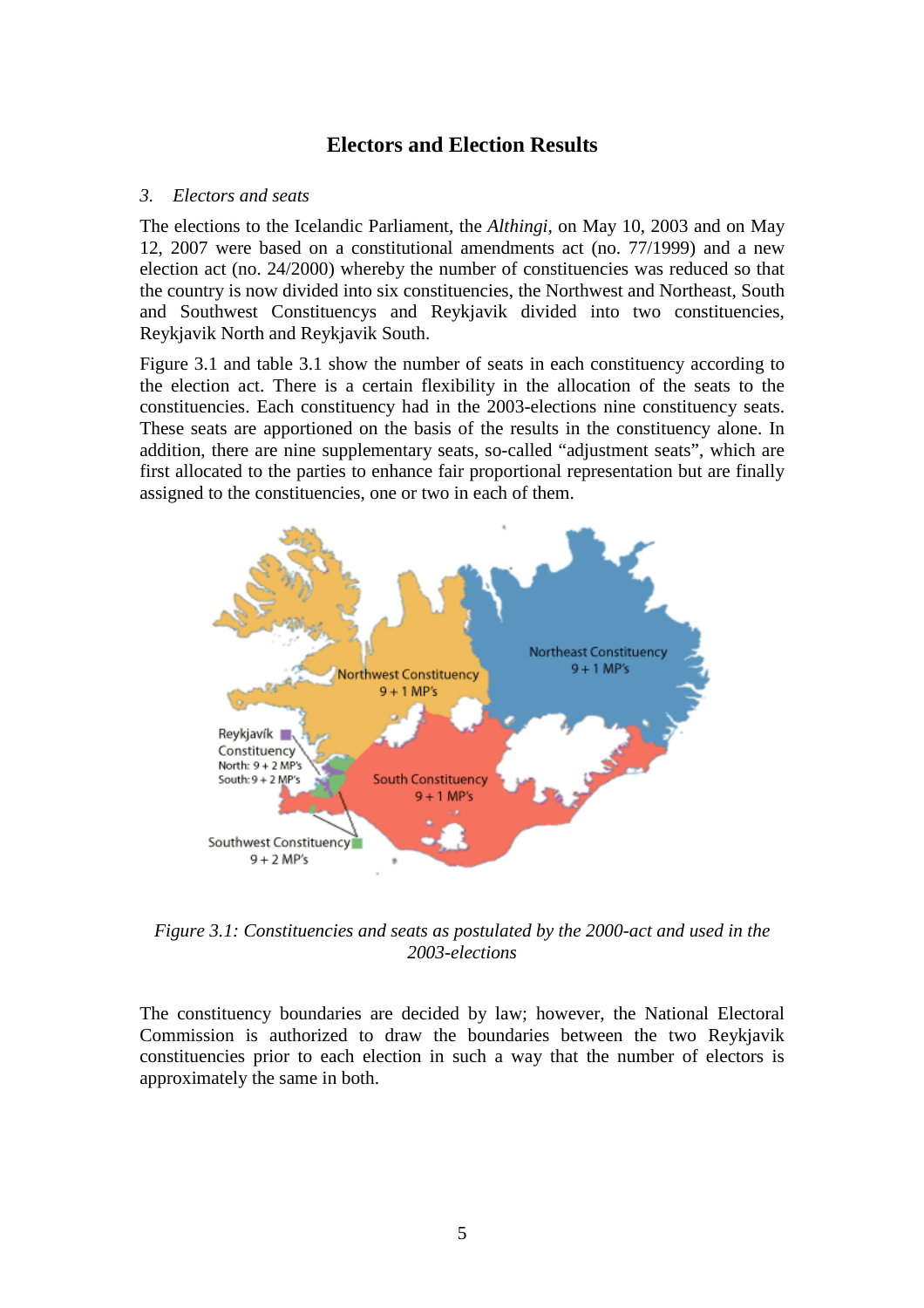# Electors and Election Results

*3. Electors and seats*

The elections to the Icelandic Parliament, the *Althingi*, on May 10, 2003 and on May 12, 2007 were based on a constitutional amendments act (no. 77/1999) and a new election act (no. 24/2000) whereby the number of constituencies was reduced so that the country is now divided into six constituencies, the Northwest and Northeast, South and Southwest Constituencys and Reykjavik divided into two constituencies, Reykjavik North and Reykjavik South.

Figure 3.1 and table 3.1 show the number of seats in each constituency according to the election act. There is a certain flexibility in the allocation of the seats to the constituencies. Each constituency had in the 2003-elections nine constituency seats. These seats are apportioned on the basis of the results in the constituency alone. In addition, there are nine supplementary seats, so-called "adjustment seats", which are first allocated to the parties to enhance fair proportional representation but are finally assigned to the constituencies, one or two in each of them.

Northeast Constituency
9 + 1 MP's

Northwest Constituency
9 + 1 MP's

Reykjavík Constituency
North: 9 + 2 MP's
South: 9 + 2 MP's

South Constituency
9 + 1 MP's

Southwest Constituency
9 + 2 MP's

*Figure 3.1: Constituencies and seats as postulated by the 2000-act and used in the 2003-elections*

The constituency boundaries are decided by law; however, the National Electoral Commission is authorized to draw the boundaries between the two Reykjavik constituencies prior to each election in such a way that the number of electors is approximately the same in both.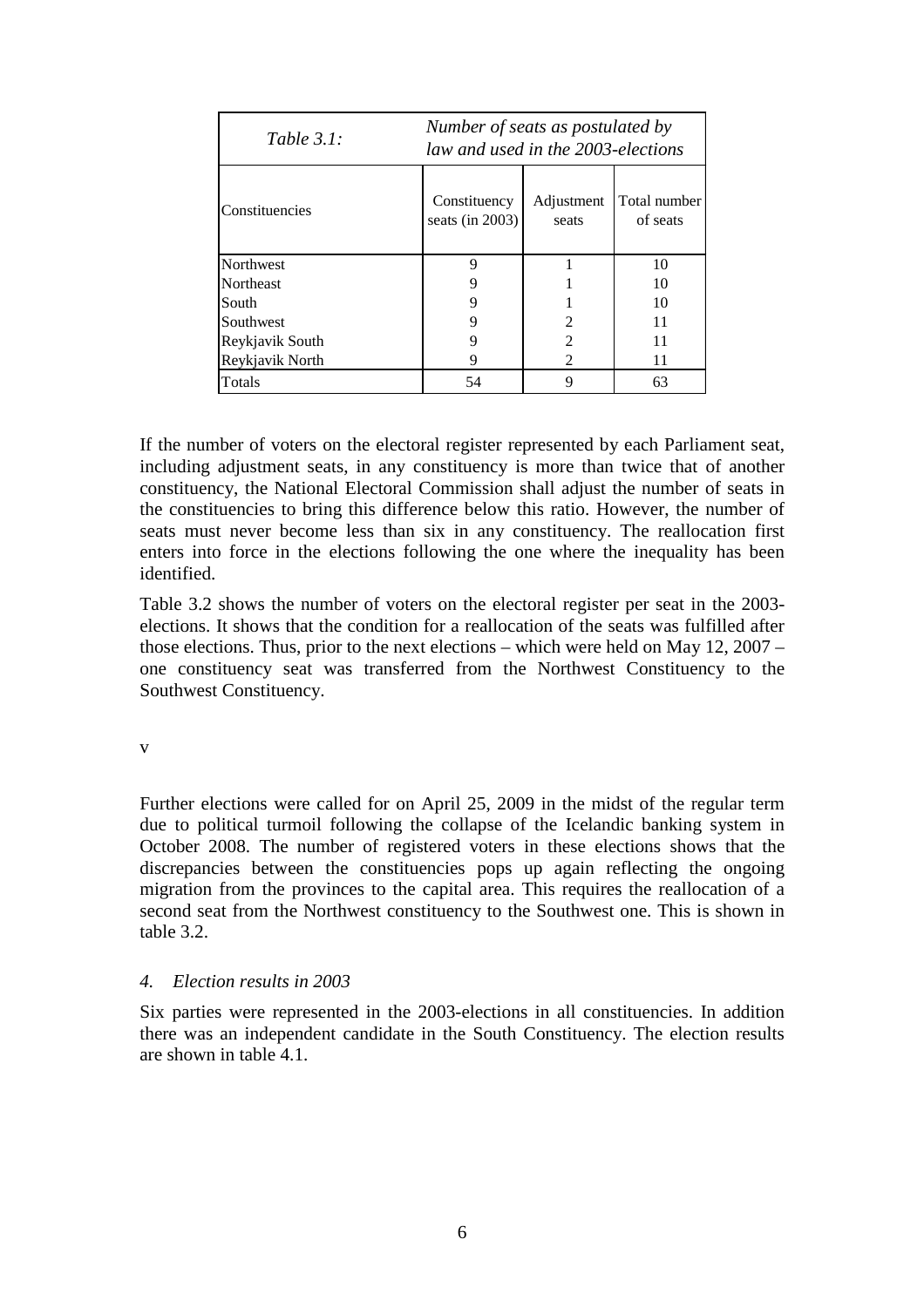| *Table 3.1:* | *Number of seats as postulated by law and used in the 2003-elections* | | |
|---|---|---|---|
| Constituencies | Constituency seats (in 2003) | Adjustment seats | Total number of seats |
| Northwest | 9 | 1 | 10 |
| Northeast | 9 | 1 | 10 |
| South | 9 | 1 | 10 |
| Southwest | 9 | 2 | 11 |
| Reykjavik South | 9 | 2 | 11 |
| Reykjavik North | 9 | 2 | 11 |
| Totals | 54 | 9 | 63 |

If the number of voters on the electoral register represented by each Parliament seat, including adjustment seats, in any constituency is more than twice that of another constituency, the National Electoral Commission shall adjust the number of seats in the constituencies to bring this difference below this ratio. However, the number of seats must never become less than six in any constituency. The reallocation first enters into force in the elections following the one where the inequality has been identified.

Table 3.2 shows the number of voters on the electoral register per seat in the 2003-elections. It shows that the condition for a reallocation of the seats was fulfilled after those elections. Thus, prior to the next elections – which were held on May 12, 2007 – one constituency seat was transferred from the Northwest Constituency to the Southwest Constituency.

v

Further elections were called for on April 25, 2009 in the midst of the regular term due to political turmoil following the collapse of the Icelandic banking system in October 2008. The number of registered voters in these elections shows that the discrepancies between the constituencies pops up again reflecting the ongoing migration from the provinces to the capital area. This requires the reallocation of a second seat from the Northwest constituency to the Southwest one. This is shown in table 3.2.

## *4. Election results in 2003*

Six parties were represented in the 2003-elections in all constituencies. In addition there was an independent candidate in the South Constituency. The election results are shown in table 4.1.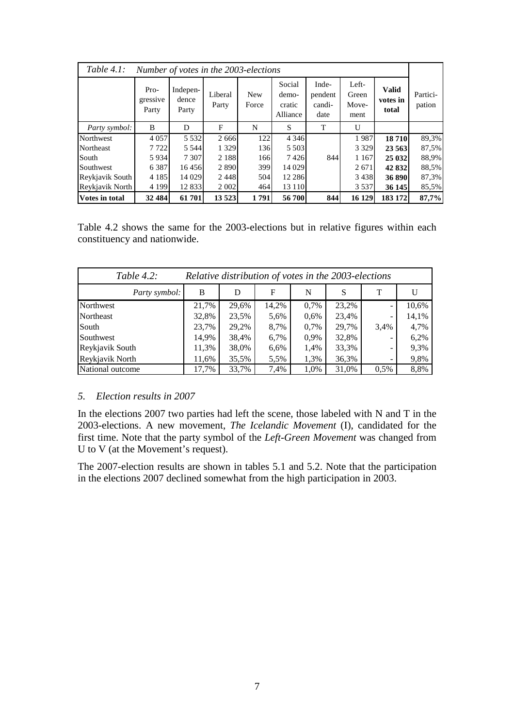| *Table 4.1:* | *Number of votes in the 2003-elections* | | | | | | | | |
|---|---|---|---|---|---|---|---|---|---|
| | Pro-gressive Party | Indepen-dence Party | Liberal Party | New Force | Social demo-cratic Alliance | Inde-pendent candi-date | Left-Green Move-ment | **Valid votes in total** | Partici-pation |
| *Party symbol:* | B | D | F | N | S | T | U | | |
| Northwest | 4 057 | 5 532 | 2 666 | 122 | 4 346 | | 1 987 | **18 710** | 89,3% |
| Northeast | 7 722 | 5 544 | 1 329 | 136 | 5 503 | | 3 329 | **23 563** | 87,5% |
| South | 5 934 | 7 307 | 2 188 | 166 | 7 426 | 844 | 1 167 | **25 032** | 88,9% |
| Southwest | 6 387 | 16 456 | 2 890 | 399 | 14 029 | | 2 671 | **42 832** | 88,5% |
| Reykjavik South | 4 185 | 14 029 | 2 448 | 504 | 12 286 | | 3 438 | **36 890** | 87,3% |
| Reykjavik North | 4 199 | 12 833 | 2 002 | 464 | 13 110 | | 3 537 | **36 145** | 85,5% |
| **Votes in total** | **32 484** | **61 701** | **13 523** | **1 791** | **56 700** | **844** | **16 129** | **183 172** | **87,7%** |

Table 4.2 shows the same for the 2003-elections but in relative figures within each constituency and nationwide.

| *Table 4.2:* | *Relative distribution of votes in the 2003-elections* | | | | | | |
|---|---|---|---|---|---|---|---|
| *Party symbol:* | B | D | F | N | S | T | U |
| Northwest | 21,7% | 29,6% | 14,2% | 0,7% | 23,2% | - | 10,6% |
| Northeast | 32,8% | 23,5% | 5,6% | 0,6% | 23,4% | - | 14,1% |
| South | 23,7% | 29,2% | 8,7% | 0,7% | 29,7% | 3,4% | 4,7% |
| Southwest | 14,9% | 38,4% | 6,7% | 0,9% | 32,8% | - | 6,2% |
| Reykjavik South | 11,3% | 38,0% | 6,6% | 1,4% | 33,3% | - | 9,3% |
| Reykjavik North | 11,6% | 35,5% | 5,5% | 1,3% | 36,3% | - | 9,8% |
| National outcome | 17,7% | 33,7% | 7,4% | 1,0% | 31,0% | 0,5% | 8,8% |

## *5. Election results in 2007*

In the elections 2007 two parties had left the scene, those labeled with N and T in the 2003-elections. A new movement, *The Icelandic Movement* (I), candidated for the first time. Note that the party symbol of the *Left-Green Movement* was changed from U to V (at the Movement's request).

The 2007-election results are shown in tables 5.1 and 5.2. Note that the participation in the elections 2007 declined somewhat from the high participation in 2003.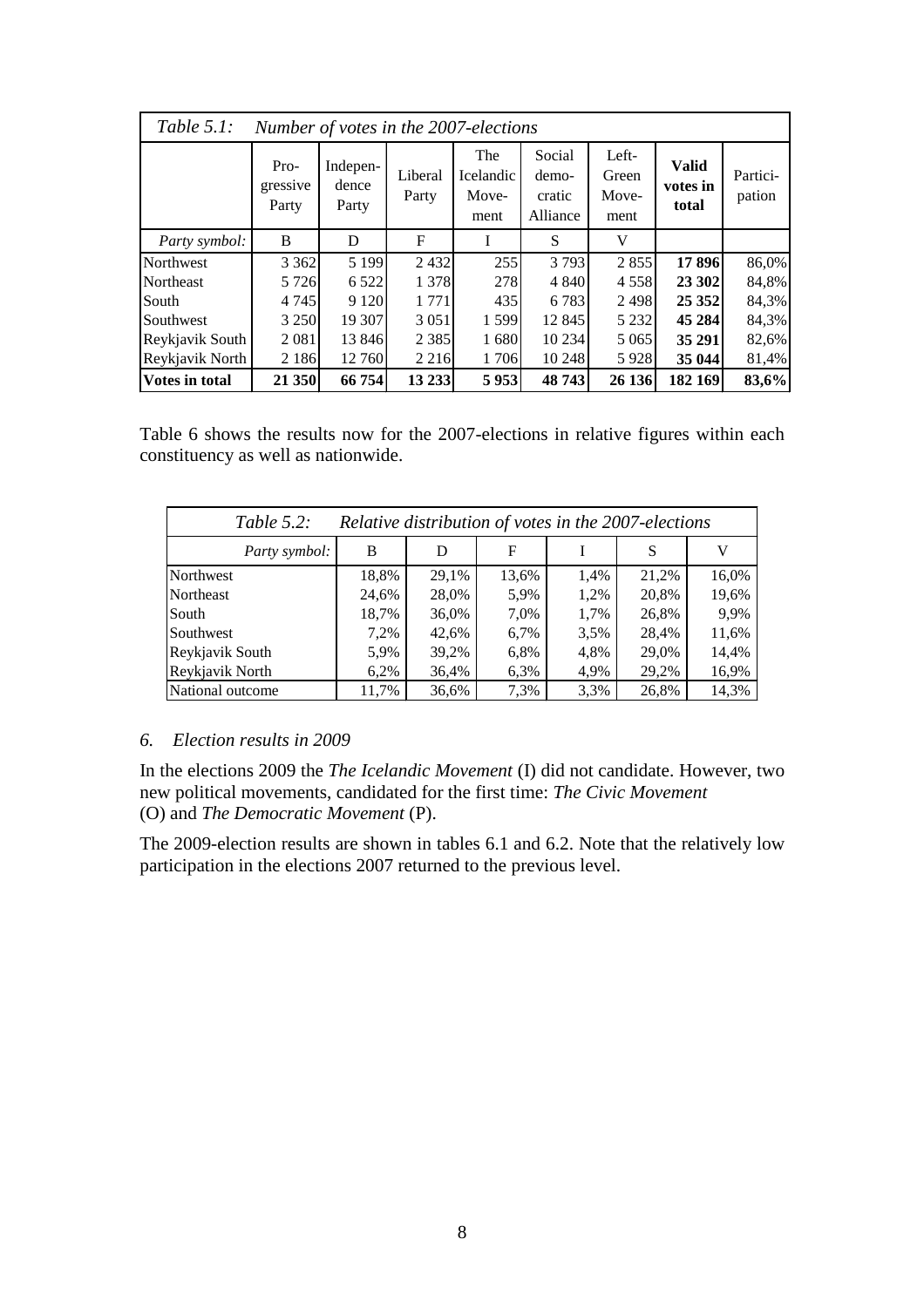*Table 5.1: Number of votes in the 2007-elections*

| | Pro-gressive Party | Indepen-dence Party | Liberal Party | The Icelandic Move-ment | Social demo-cratic Alliance | Left-Green Move-ment | **Valid votes in total** | Partici-pation |
|---|---|---|---|---|---|---|---|---|
| *Party symbol:* | B | D | F | I | S | V | | |
| Northwest | 3 362 | 5 199 | 2 432 | 255 | 3 793 | 2 855 | **17 896** | 86,0% |
| Northeast | 5 726 | 6 522 | 1 378 | 278 | 4 840 | 4 558 | **23 302** | 84,8% |
| South | 4 745 | 9 120 | 1 771 | 435 | 6 783 | 2 498 | **25 352** | 84,3% |
| Southwest | 3 250 | 19 307 | 3 051 | 1 599 | 12 845 | 5 232 | **45 284** | 84,3% |
| Reykjavik South | 2 081 | 13 846 | 2 385 | 1 680 | 10 234 | 5 065 | **35 291** | 82,6% |
| Reykjavik North | 2 186 | 12 760 | 2 216 | 1 706 | 10 248 | 5 928 | **35 044** | 81,4% |
| **Votes in total** | **21 350** | **66 754** | **13 233** | **5 953** | **48 743** | **26 136** | **182 169** | **83,6%** |

Table 6 shows the results now for the 2007-elections in relative figures within each constituency as well as nationwide.

*Table 5.2: Relative distribution of votes in the 2007-elections*

| *Party symbol:* | B | D | F | I | S | V |
|---|---|---|---|---|---|---|
| Northwest | 18,8% | 29,1% | 13,6% | 1,4% | 21,2% | 16,0% |
| Northeast | 24,6% | 28,0% | 5,9% | 1,2% | 20,8% | 19,6% |
| South | 18,7% | 36,0% | 7,0% | 1,7% | 26,8% | 9,9% |
| Southwest | 7,2% | 42,6% | 6,7% | 3,5% | 28,4% | 11,6% |
| Reykjavik South | 5,9% | 39,2% | 6,8% | 4,8% | 29,0% | 14,4% |
| Reykjavik North | 6,2% | 36,4% | 6,3% | 4,9% | 29,2% | 16,9% |
| National outcome | 11,7% | 36,6% | 7,3% | 3,3% | 26,8% | 14,3% |

## *6. Election results in 2009*

In the elections 2009 the *The Icelandic Movement* (I) did not candidate. However, two new political movements, candidated for the first time: *The Civic Movement* (O) and *The Democratic Movement* (P).

The 2009-election results are shown in tables 6.1 and 6.2. Note that the relatively low participation in the elections 2007 returned to the previous level.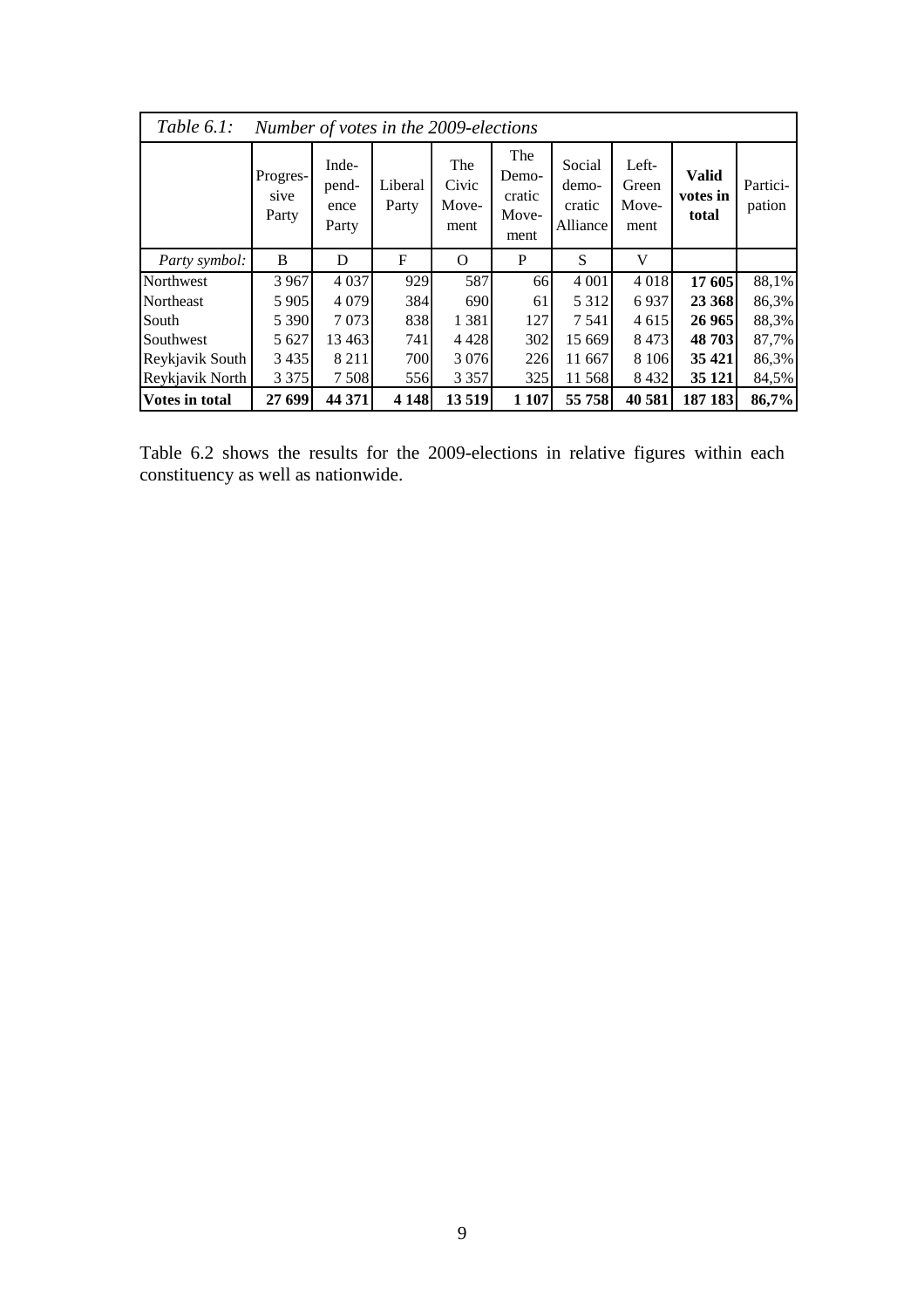*Table 6.1: Number of votes in the 2009-elections*

| | Progressive Party | Independence Party | Liberal Party | The Civic Movement | The Democratic Movement | Social democratic Alliance | Left-Green Movement | **Valid votes in total** | Participation |
|---|---|---|---|---|---|---|---|---|---|
| *Party symbol:* | B | D | F | O | P | S | V | | |
| Northwest | 3 967 | 4 037 | 929 | 587 | 66 | 4 001 | 4 018 | **17 605** | 88,1% |
| Northeast | 5 905 | 4 079 | 384 | 690 | 61 | 5 312 | 6 937 | **23 368** | 86,3% |
| South | 5 390 | 7 073 | 838 | 1 381 | 127 | 7 541 | 4 615 | **26 965** | 88,3% |
| Southwest | 5 627 | 13 463 | 741 | 4 428 | 302 | 15 669 | 8 473 | **48 703** | 87,7% |
| Reykjavik South | 3 435 | 8 211 | 700 | 3 076 | 226 | 11 667 | 8 106 | **35 421** | 86,3% |
| Reykjavik North | 3 375 | 7 508 | 556 | 3 357 | 325 | 11 568 | 8 432 | **35 121** | 84,5% |
| **Votes in total** | **27 699** | **44 371** | **4 148** | **13 519** | **1 107** | **55 758** | **40 581** | **187 183** | **86,7%** |

Table 6.2 shows the results for the 2009-elections in relative figures within each constituency as well as nationwide.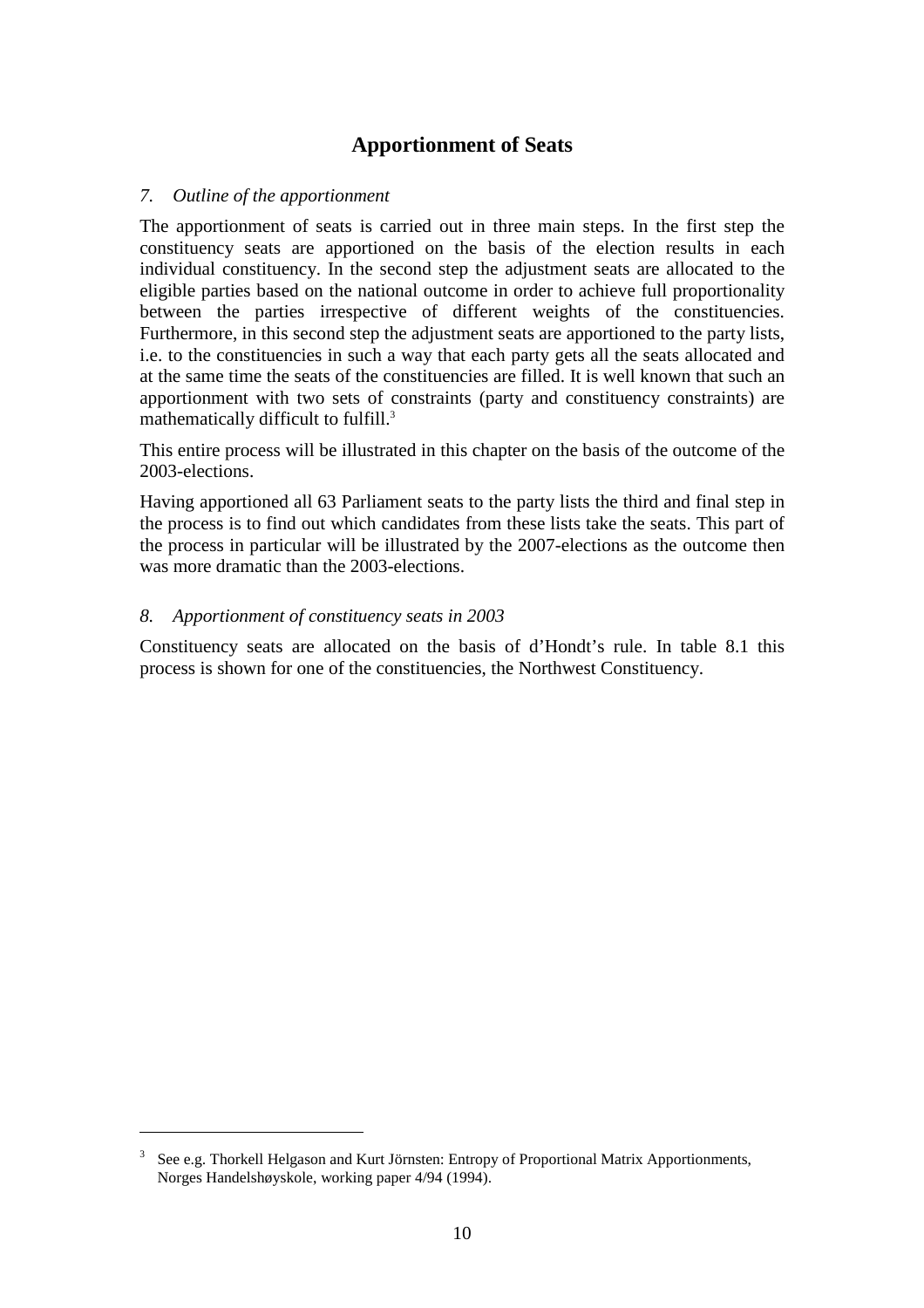## Apportionment of Seats

### *7. Outline of the apportionment*

The apportionment of seats is carried out in three main steps. In the first step the constituency seats are apportioned on the basis of the election results in each individual constituency. In the second step the adjustment seats are allocated to the eligible parties based on the national outcome in order to achieve full proportionality between the parties irrespective of different weights of the constituencies. Furthermore, in this second step the adjustment seats are apportioned to the party lists, i.e. to the constituencies in such a way that each party gets all the seats allocated and at the same time the seats of the constituencies are filled. It is well known that such an apportionment with two sets of constraints (party and constituency constraints) are mathematically difficult to fulfill.[3]

This entire process will be illustrated in this chapter on the basis of the outcome of the 2003-elections.

Having apportioned all 63 Parliament seats to the party lists the third and final step in the process is to find out which candidates from these lists take the seats. This part of the process in particular will be illustrated by the 2007-elections as the outcome then was more dramatic than the 2003-elections.

### *8. Apportionment of constituency seats in 2003*

Constituency seats are allocated on the basis of d'Hondt's rule. In table 8.1 this process is shown for one of the constituencies, the Northwest Constituency.

---

[3] See e.g. Thorkell Helgason and Kurt Jörnsten: Entropy of Proportional Matrix Apportionments, Norges Handelshøyskole, working paper 4/94 (1994).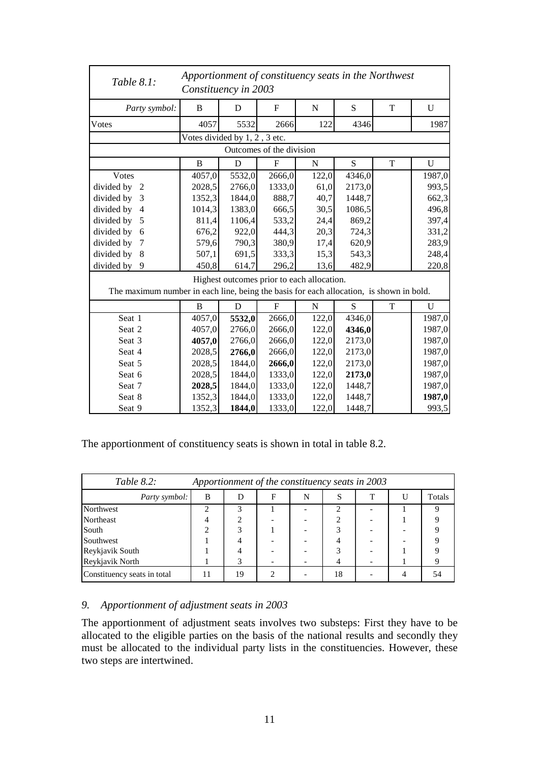| *Table 8.1:* | *Apportionment of constituency seats in the Northwest Constituency in 2003* | | | | | | |
|---|---|---|---|---|---|---|---|
| *Party symbol:* | B | D | F | N | S | T | U |
| Votes | 4057 | 5532 | 2666 | 122 | 4346 | | 1987 |
| | Votes divided by 1, 2 , 3 etc. | | | | | | |
| | Outcomes of the division | | | | | | |
| | B | D | F | N | S | T | U |
| Votes | 4057,0 | 5532,0 | 2666,0 | 122,0 | 4346,0 | | 1987,0 |
| divided by 2 | 2028,5 | 2766,0 | 1333,0 | 61,0 | 2173,0 | | 993,5 |
| divided by 3 | 1352,3 | 1844,0 | 888,7 | 40,7 | 1448,7 | | 662,3 |
| divided by 4 | 1014,3 | 1383,0 | 666,5 | 30,5 | 1086,5 | | 496,8 |
| divided by 5 | 811,4 | 1106,4 | 533,2 | 24,4 | 869,2 | | 397,4 |
| divided by 6 | 676,2 | 922,0 | 444,3 | 20,3 | 724,3 | | 331,2 |
| divided by 7 | 579,6 | 790,3 | 380,9 | 17,4 | 620,9 | | 283,9 |
| divided by 8 | 507,1 | 691,5 | 333,3 | 15,3 | 543,3 | | 248,4 |
| divided by 9 | 450,8 | 614,7 | 296,2 | 13,6 | 482,9 | | 220,8 |
| Highest outcomes prior to each allocation. The maximum number in each line, being the basis for each allocation, is shown in bold. | | | | | | | |
| | B | D | F | N | S | T | U |
| Seat 1 | 4057,0 | **5532,0** | 2666,0 | 122,0 | 4346,0 | | 1987,0 |
| Seat 2 | 4057,0 | 2766,0 | 2666,0 | 122,0 | **4346,0** | | 1987,0 |
| Seat 3 | **4057,0** | 2766,0 | 2666,0 | 122,0 | 2173,0 | | 1987,0 |
| Seat 4 | 2028,5 | **2766,0** | 2666,0 | 122,0 | 2173,0 | | 1987,0 |
| Seat 5 | 2028,5 | 1844,0 | **2666,0** | 122,0 | 2173,0 | | 1987,0 |
| Seat 6 | 2028,5 | 1844,0 | 1333,0 | 122,0 | **2173,0** | | 1987,0 |
| Seat 7 | **2028,5** | 1844,0 | 1333,0 | 122,0 | 1448,7 | | 1987,0 |
| Seat 8 | 1352,3 | 1844,0 | 1333,0 | 122,0 | 1448,7 | | **1987,0** |
| Seat 9 | 1352,3 | **1844,0** | 1333,0 | 122,0 | 1448,7 | | 993,5 |

The apportionment of constituency seats is shown in total in table 8.2.

| *Table 8.2:* | *Apportionment of the constituency seats in 2003* | | | | | | | |
|---|---|---|---|---|---|---|---|---|
| *Party symbol:* | B | D | F | N | S | T | U | Totals |
| Northwest | 2 | 3 | 1 | - | 2 | - | 1 | 9 |
| Northeast | 4 | 2 | - | - | 2 | - | 1 | 9 |
| South | 2 | 3 | 1 | - | 3 | - | - | 9 |
| Southwest | 1 | 4 | - | - | 4 | - | - | 9 |
| Reykjavik South | 1 | 4 | - | - | 3 | - | 1 | 9 |
| Reykjavik North | 1 | 3 | - | - | 4 | - | 1 | 9 |
| Constituency seats in total | 11 | 19 | 2 | - | 18 | - | 4 | 54 |

## *9. Apportionment of adjustment seats in 2003*

The apportionment of adjustment seats involves two substeps: First they have to be allocated to the eligible parties on the basis of the national results and secondly they must be allocated to the individual party lists in the constituencies. However, these two steps are intertwined.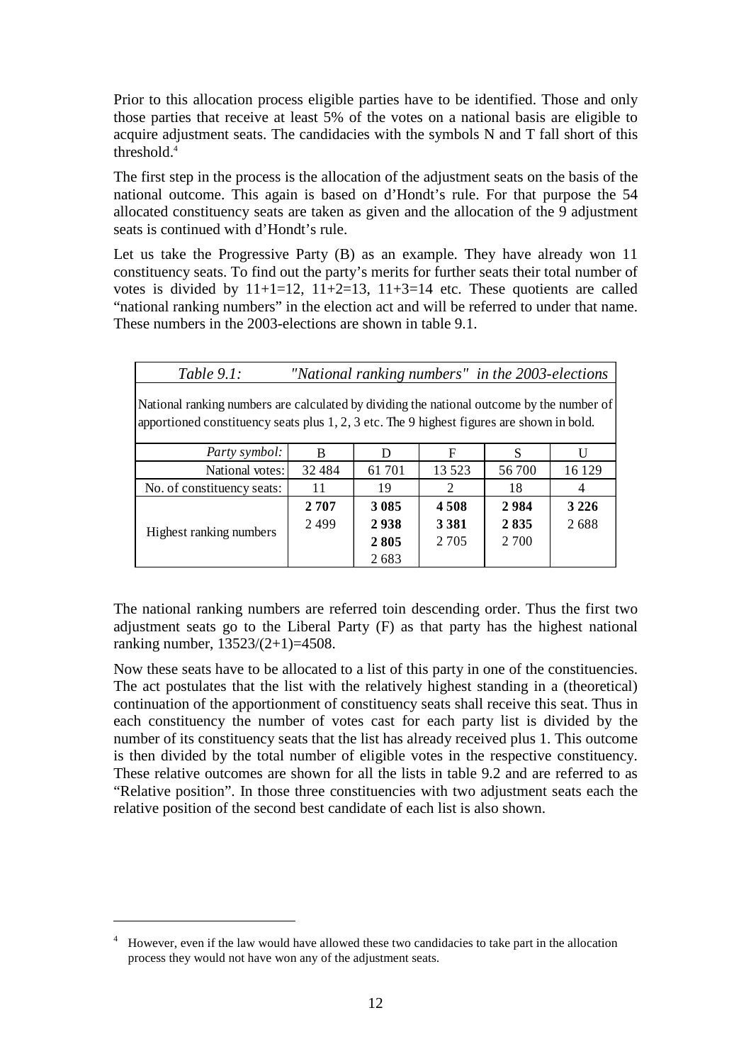Prior to this allocation process eligible parties have to be identified. Those and only those parties that receive at least 5% of the votes on a national basis are eligible to acquire adjustment seats. The candidacies with the symbols N and T fall short of this threshold.[4]

The first step in the process is the allocation of the adjustment seats on the basis of the national outcome. This again is based on d'Hondt's rule. For that purpose the 54 allocated constituency seats are taken as given and the allocation of the 9 adjustment seats is continued with d'Hondt's rule.

Let us take the Progressive Party (B) as an example. They have already won 11 constituency seats. To find out the party's merits for further seats their total number of votes is divided by 11+1=12, 11+2=13, 11+3=14 etc. These quotients are called "national ranking numbers" in the election act and will be referred to under that name. These numbers in the 2003-elections are shown in table 9.1.

*Table 9.1: "National ranking numbers" in the 2003-elections*

National ranking numbers are calculated by dividing the national outcome by the number of apportioned constituency seats plus 1, 2, 3 etc. The 9 highest figures are shown in bold.

| *Party symbol:* | B | D | F | S | U |
|---|---|---|---|---|---|
| National votes: | 32 484 | 61 701 | 13 523 | 56 700 | 16 129 |
| No. of constituency seats: | 11 | 19 | 2 | 18 | 4 |
| Highest ranking numbers | **2 707** | **3 085** | **4 508** | **2 984** | **3 226** |
| | 2 499 | **2 938** | **3 381** | **2 835** | 2 688 |
| | | **2 805** | 2 705 | 2 700 | |
| | | 2 683 | | | |

The national ranking numbers are referred toin descending order. Thus the first two adjustment seats go to the Liberal Party (F) as that party has the highest national ranking number, 13523/(2+1)=4508.

Now these seats have to be allocated to a list of this party in one of the constituencies. The act postulates that the list with the relatively highest standing in a (theoretical) continuation of the apportionment of constituency seats shall receive this seat. Thus in each constituency the number of votes cast for each party list is divided by the number of its constituency seats that the list has already received plus 1. This outcome is then divided by the total number of eligible votes in the respective constituency. These relative outcomes are shown for all the lists in table 9.2 and are referred to as "Relative position". In those three constituencies with two adjustment seats each the relative position of the second best candidate of each list is also shown.

[4] However, even if the law would have allowed these two candidacies to take part in the allocation process they would not have won any of the adjustment seats.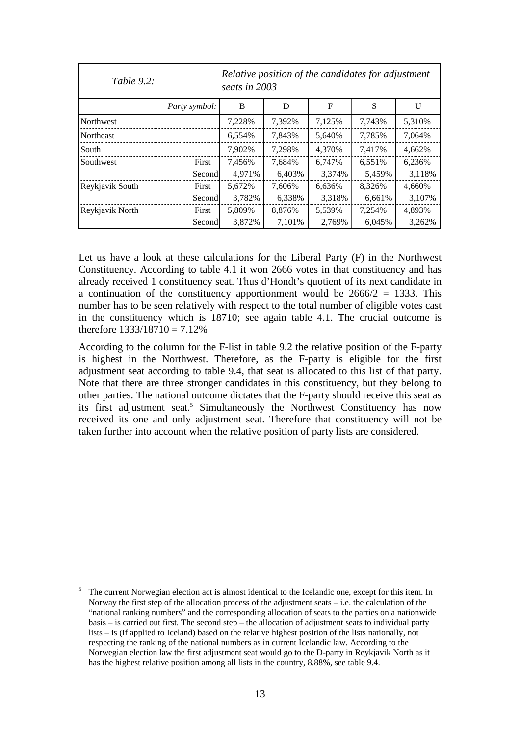| *Table 9.2:* | | *Relative position of the candidates for adjustment seats in 2003* | | | | |
|---|---|---|---|---|---|---|
| | *Party symbol:* | B | D | F | S | U |
| Northwest | | 7,228% | 7,392% | 7,125% | 7,743% | 5,310% |
| Northeast | | 6,554% | 7,843% | 5,640% | 7,785% | 7,064% |
| South | | 7,902% | 7,298% | 4,370% | 7,417% | 4,662% |
| Southwest | First | 7,456% | 7,684% | 6,747% | 6,551% | 6,236% |
| | Second | 4,971% | 6,403% | 3,374% | 5,459% | 3,118% |
| Reykjavik South | First | 5,672% | 7,606% | 6,636% | 8,326% | 4,660% |
| | Second | 3,782% | 6,338% | 3,318% | 6,661% | 3,107% |
| Reykjavik North | First | 5,809% | 8,876% | 5,539% | 7,254% | 4,893% |
| | Second | 3,872% | 7,101% | 2,769% | 6,045% | 3,262% |

Let us have a look at these calculations for the Liberal Party (F) in the Northwest Constituency. According to table 4.1 it won 2666 votes in that constituency and has already received 1 constituency seat. Thus d'Hondt's quotient of its next candidate in a continuation of the constituency apportionment would be 2666/2 = 1333. This number has to be seen relatively with respect to the total number of eligible votes cast in the constituency which is 18710; see again table 4.1. The crucial outcome is therefore 1333/18710 = 7.12%

According to the column for the F-list in table 9.2 the relative position of the F-party is highest in the Northwest. Therefore, as the F-party is eligible for the first adjustment seat according to table 9.4, that seat is allocated to this list of that party. Note that there are three stronger candidates in this constituency, but they belong to other parties. The national outcome dictates that the F-party should receive this seat as its first adjustment seat.[5] Simultaneously the Northwest Constituency has now received its one and only adjustment seat. Therefore that constituency will not be taken further into account when the relative position of party lists are considered.

---

[5] The current Norwegian election act is almost identical to the Icelandic one, except for this item. In Norway the first step of the allocation process of the adjustment seats – i.e. the calculation of the "national ranking numbers" and the corresponding allocation of seats to the parties on a nationwide basis – is carried out first. The second step – the allocation of adjustment seats to individual party lists – is (if applied to Iceland) based on the relative highest position of the lists nationally, not respecting the ranking of the national numbers as in current Icelandic law. According to the Norwegian election law the first adjustment seat would go to the D-party in Reykjavik North as it has the highest relative position among all lists in the country, 8.88%, see table 9.4.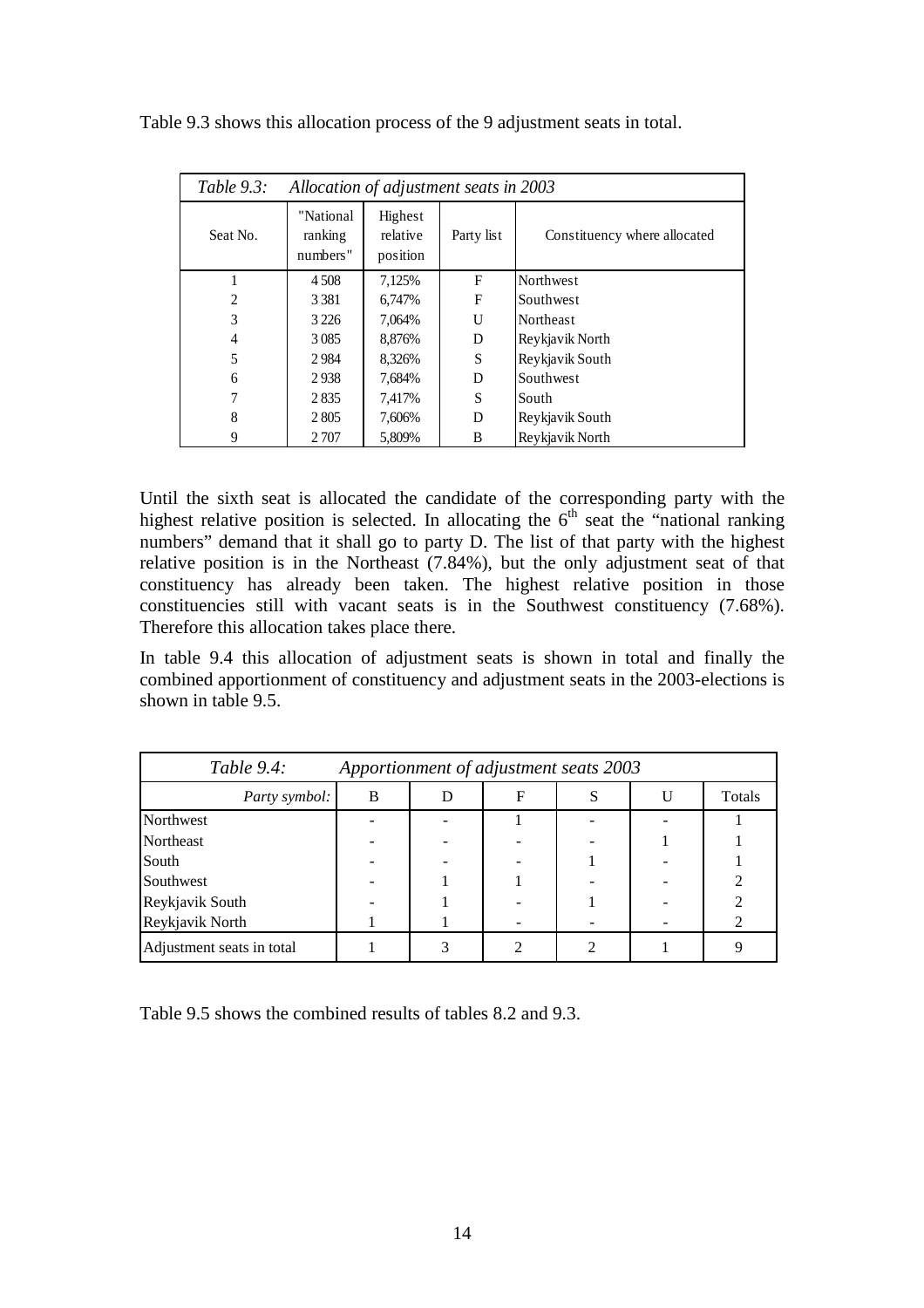Table 9.3 shows this allocation process of the 9 adjustment seats in total.

| *Table 9.3: Allocation of adjustment seats in 2003* | | | | |
|---|---|---|---|---|
| Seat No. | "National ranking numbers" | Highest relative position | Party list | Constituency where allocated |
| 1 | 4 508 | 7,125% | F | Northwest |
| 2 | 3 381 | 6,747% | F | Southwest |
| 3 | 3 226 | 7,064% | U | Northeast |
| 4 | 3 085 | 8,876% | D | Reykjavik North |
| 5 | 2 984 | 8,326% | S | Reykjavik South |
| 6 | 2 938 | 7,684% | D | Southwest |
| 7 | 2 835 | 7,417% | S | South |
| 8 | 2 805 | 7,606% | D | Reykjavik South |
| 9 | 2 707 | 5,809% | B | Reykjavik North |

Until the sixth seat is allocated the candidate of the corresponding party with the highest relative position is selected. In allocating the 6th seat the "national ranking numbers" demand that it shall go to party D. The list of that party with the highest relative position is in the Northeast (7.84%), but the only adjustment seat of that constituency has already been taken. The highest relative position in those constituencies still with vacant seats is in the Southwest constituency (7.68%). Therefore this allocation takes place there.

In table 9.4 this allocation of adjustment seats is shown in total and finally the combined apportionment of constituency and adjustment seats in the 2003-elections is shown in table 9.5.

| *Table 9.4: Apportionment of adjustment seats 2003* | | | | | | |
|---|---|---|---|---|---|---|
| *Party symbol:* | B | D | F | S | U | Totals |
| Northwest | - | - | 1 | - | - | 1 |
| Northeast | - | - | - | - | 1 | 1 |
| South | - | - | - | 1 | - | 1 |
| Southwest | - | 1 | 1 | - | - | 2 |
| Reykjavik South | - | 1 | - | 1 | - | 2 |
| Reykjavik North | 1 | 1 | - | - | - | 2 |
| Adjustment seats in total | 1 | 3 | 2 | 2 | 1 | 9 |

Table 9.5 shows the combined results of tables 8.2 and 9.3.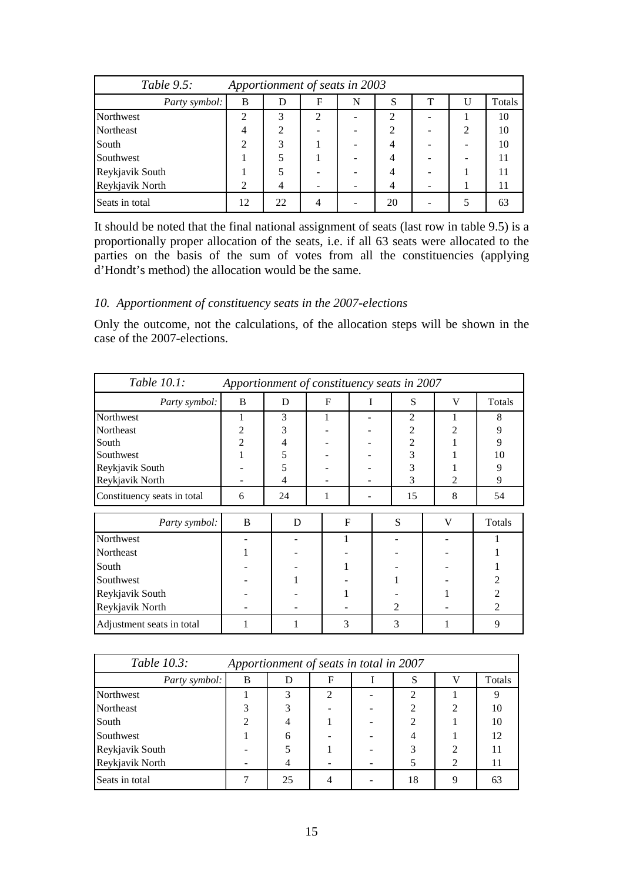| *Table 9.5:* | *Apportionment of seats in 2003* | | | | | | | |
|---|---|---|---|---|---|---|---|---|
| *Party symbol:* | B | D | F | N | S | T | U | Totals |
| Northwest | 2 | 3 | 2 | - | 2 | - | 1 | 10 |
| Northeast | 4 | 2 | - | - | 2 | - | 2 | 10 |
| South | 2 | 3 | 1 | - | 4 | - | - | 10 |
| Southwest | 1 | 5 | 1 | - | 4 | - | - | 11 |
| Reykjavik South | 1 | 5 | - | - | 4 | - | 1 | 11 |
| Reykjavik North | 2 | 4 | - | - | 4 | - | 1 | 11 |
| Seats in total | 12 | 22 | 4 | - | 20 | - | 5 | 63 |

It should be noted that the final national assignment of seats (last row in table 9.5) is a proportionally proper allocation of the seats, i.e. if all 63 seats were allocated to the parties on the basis of the sum of votes from all the constituencies (applying d'Hondt's method) the allocation would be the same.

## *10. Apportionment of constituency seats in the 2007-elections*

Only the outcome, not the calculations, of the allocation steps will be shown in the case of the 2007-elections.

| *Table 10.1:* | *Apportionment of constituency seats in 2007* | | | | | | |
|---|---|---|---|---|---|---|---|
| *Party symbol:* | B | D | F | I | S | V | Totals |
| Northwest | 1 | 3 | 1 | - | 2 | 1 | 8 |
| Northeast | 2 | 3 | - | - | 2 | 2 | 9 |
| South | 2 | 4 | - | - | 2 | 1 | 9 |
| Southwest | 1 | 5 | - | - | 3 | 1 | 10 |
| Reykjavik South | - | 5 | - | - | 3 | 1 | 9 |
| Reykjavik North | - | 4 | - | - | 3 | 2 | 9 |
| Constituency seats in total | 6 | 24 | 1 | - | 15 | 8 | 54 |

| *Party symbol:* | B | D | F | S | V | Totals |
|---|---|---|---|---|---|---|
| Northwest | - | - | 1 | - | - | 1 |
| Northeast | 1 | - | - | - | - | 1 |
| South | - | - | 1 | - | - | 1 |
| Southwest | - | 1 | - | 1 | - | 2 |
| Reykjavik South | - | - | 1 | - | 1 | 2 |
| Reykjavik North | - | - | - | 2 | - | 2 |
| Adjustment seats in total | 1 | 1 | 3 | 3 | 1 | 9 |

| *Table 10.3:* | *Apportionment of seats in total in 2007* | | | | | | |
|---|---|---|---|---|---|---|---|
| *Party symbol:* | B | D | F | I | S | V | Totals |
| Northwest | 1 | 3 | 2 | - | 2 | 1 | 9 |
| Northeast | 3 | 3 | - | - | 2 | 2 | 10 |
| South | 2 | 4 | 1 | - | 2 | 1 | 10 |
| Southwest | 1 | 6 | - | - | 4 | 1 | 12 |
| Reykjavik South | - | 5 | 1 | - | 3 | 2 | 11 |
| Reykjavik North | - | 4 | - | - | 5 | 2 | 11 |
| Seats in total | 7 | 25 | 4 | - | 18 | 9 | 63 |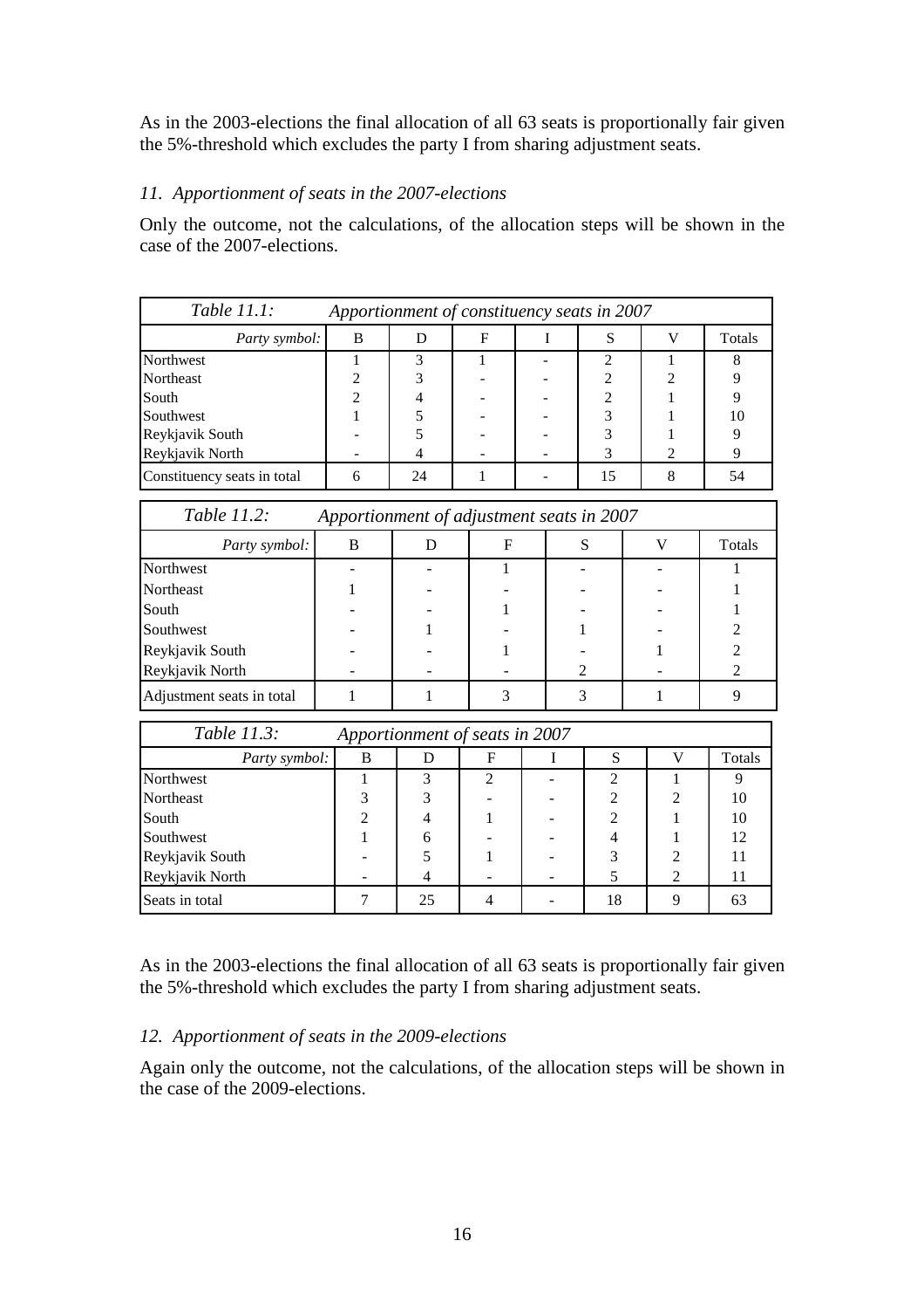As in the 2003-elections the final allocation of all 63 seats is proportionally fair given the 5%-threshold which excludes the party I from sharing adjustment seats.

### *11. Apportionment of seats in the 2007-elections*

Only the outcome, not the calculations, of the allocation steps will be shown in the case of the 2007-elections.

| *Table 11.1:* | *Apportionment of constituency seats in 2007* | | | | | | |
|---|---|---|---|---|---|---|---|
| *Party symbol:* | B | D | F | I | S | V | Totals |
| Northwest | 1 | 3 | 1 | - | 2 | 1 | 8 |
| Northeast | 2 | 3 | - | - | 2 | 2 | 9 |
| South | 2 | 4 | - | - | 2 | 1 | 9 |
| Southwest | 1 | 5 | - | - | 3 | 1 | 10 |
| Reykjavik South | - | 5 | - | - | 3 | 1 | 9 |
| Reykjavik North | - | 4 | - | - | 3 | 2 | 9 |
| Constituency seats in total | 6 | 24 | 1 | - | 15 | 8 | 54 |

| *Table 11.2:* | *Apportionment of adjustment seats in 2007* | | | | | |
|---|---|---|---|---|---|---|
| *Party symbol:* | B | D | F | S | V | Totals |
| Northwest | - | - | 1 | - | - | 1 |
| Northeast | 1 | - | - | - | - | 1 |
| South | - | - | 1 | - | - | 1 |
| Southwest | - | 1 | - | 1 | - | 2 |
| Reykjavik South | - | - | 1 | - | 1 | 2 |
| Reykjavik North | - | - | - | 2 | - | 2 |
| Adjustment seats in total | 1 | 1 | 3 | 3 | 1 | 9 |

| *Table 11.3:* | *Apportionment of seats in 2007* | | | | | | |
|---|---|---|---|---|---|---|---|
| *Party symbol:* | B | D | F | I | S | V | Totals |
| Northwest | 1 | 3 | 2 | - | 2 | 1 | 9 |
| Northeast | 3 | 3 | - | - | 2 | 2 | 10 |
| South | 2 | 4 | 1 | - | 2 | 1 | 10 |
| Southwest | 1 | 6 | - | - | 4 | 1 | 12 |
| Reykjavik South | - | 5 | 1 | - | 3 | 2 | 11 |
| Reykjavik North | - | 4 | - | - | 5 | 2 | 11 |
| Seats in total | 7 | 25 | 4 | - | 18 | 9 | 63 |

As in the 2003-elections the final allocation of all 63 seats is proportionally fair given the 5%-threshold which excludes the party I from sharing adjustment seats.

### *12. Apportionment of seats in the 2009-elections*

Again only the outcome, not the calculations, of the allocation steps will be shown in the case of the 2009-elections.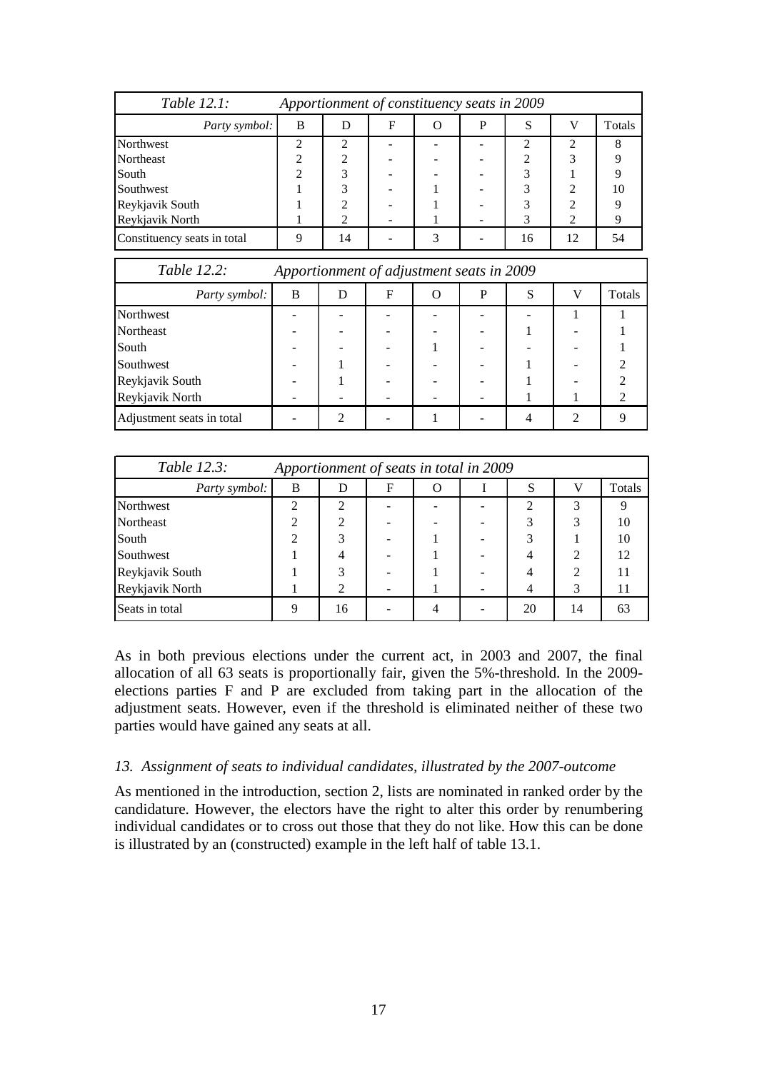| *Table 12.1:* | *Apportionment of constituency seats in 2009* | | | | | | | |
|---|---|---|---|---|---|---|---|---|
| *Party symbol:* | B | D | F | O | P | S | V | Totals |
| Northwest | 2 | 2 | - | - | - | 2 | 2 | 8 |
| Northeast | 2 | 2 | - | - | - | 2 | 3 | 9 |
| South | 2 | 3 | - | - | - | 3 | 1 | 9 |
| Southwest | 1 | 3 | - | 1 | - | 3 | 2 | 10 |
| Reykjavik South | 1 | 2 | - | 1 | - | 3 | 2 | 9 |
| Reykjavik North | 1 | 2 | - | 1 | - | 3 | 2 | 9 |
| Constituency seats in total | 9 | 14 | - | 3 | - | 16 | 12 | 54 |

| *Table 12.2:* | *Apportionment of adjustment seats in 2009* | | | | | | | |
|---|---|---|---|---|---|---|---|---|
| *Party symbol:* | B | D | F | O | P | S | V | Totals |
| Northwest | - | - | - | - | - | - | 1 | 1 |
| Northeast | - | - | - | - | - | 1 | - | 1 |
| South | - | - | - | 1 | - | - | - | 1 |
| Southwest | - | 1 | - | - | - | 1 | - | 2 |
| Reykjavik South | - | 1 | - | - | - | 1 | - | 2 |
| Reykjavik North | - | - | - | - | - | 1 | 1 | 2 |
| Adjustment seats in total | - | 2 | - | 1 | - | 4 | 2 | 9 |

| *Table 12.3:* | *Apportionment of seats in total in 2009* | | | | | | | |
|---|---|---|---|---|---|---|---|---|
| *Party symbol:* | B | D | F | O | I | S | V | Totals |
| Northwest | 2 | 2 | - | - | - | 2 | 3 | 9 |
| Northeast | 2 | 2 | - | - | - | 3 | 3 | 10 |
| South | 2 | 3 | - | 1 | - | 3 | 1 | 10 |
| Southwest | 1 | 4 | - | 1 | - | 4 | 2 | 12 |
| Reykjavik South | 1 | 3 | - | 1 | - | 4 | 2 | 11 |
| Reykjavik North | 1 | 2 | - | 1 | - | 4 | 3 | 11 |
| Seats in total | 9 | 16 | - | 4 | - | 20 | 14 | 63 |

As in both previous elections under the current act, in 2003 and 2007, the final allocation of all 63 seats is proportionally fair, given the 5%-threshold. In the 2009-elections parties F and P are excluded from taking part in the allocation of the adjustment seats. However, even if the threshold is eliminated neither of these two parties would have gained any seats at all.

### *13. Assignment of seats to individual candidates, illustrated by the 2007-outcome*

As mentioned in the introduction, section 2, lists are nominated in ranked order by the candidature. However, the electors have the right to alter this order by renumbering individual candidates or to cross out those that they do not like. How this can be done is illustrated by an (constructed) example in the left half of table 13.1.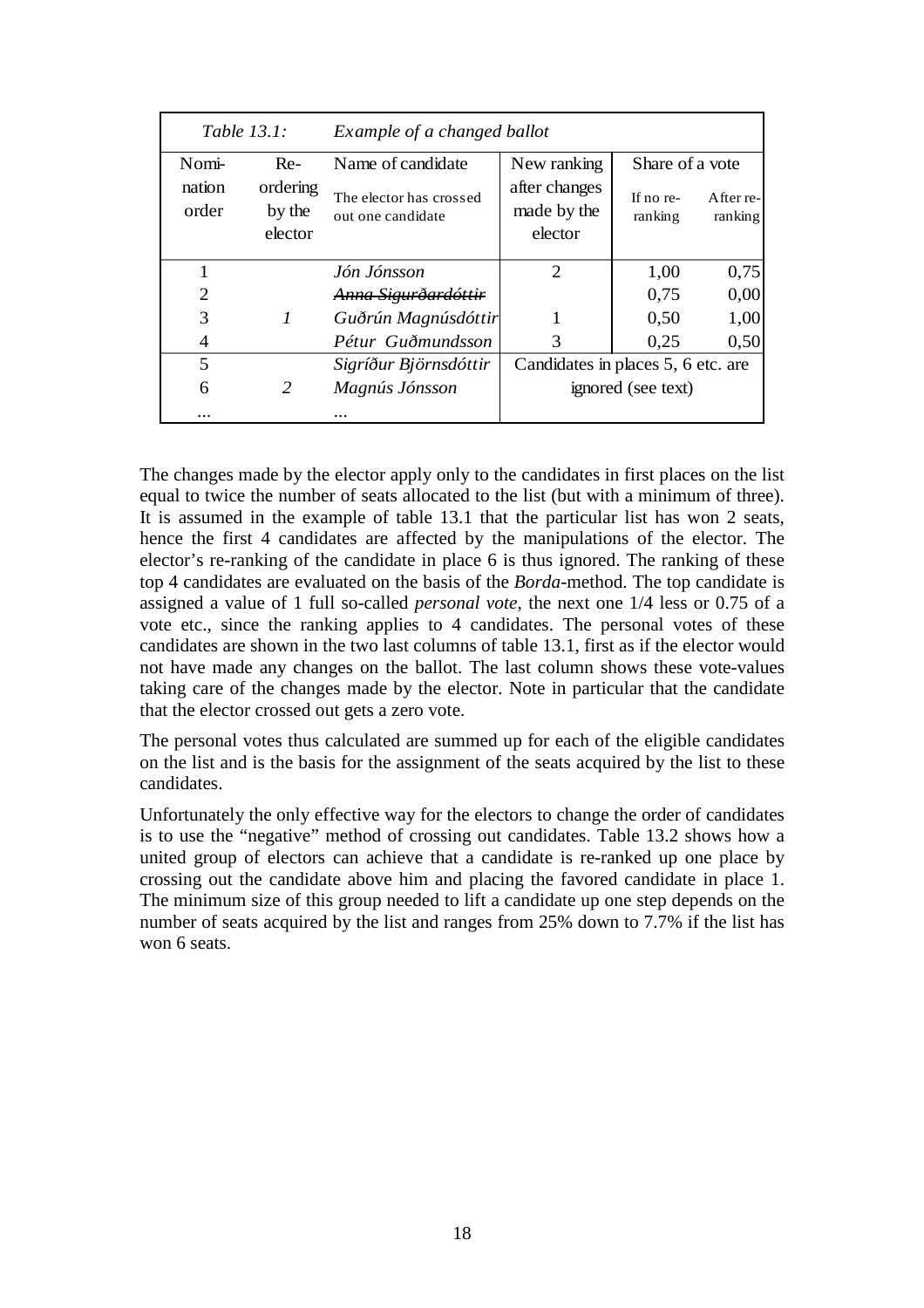| *Table 13.1:* | | *Example of a changed ballot* | | | |
|---|---|---|---|---|---|
| Nomination order | Re-ordering by the elector | Name of candidate<br>The elector has crossed out one candidate | New ranking after changes made by the elector | Share of a vote<br>If no re-ranking | <br>After re-ranking |
| 1 | | *Jón Jónsson* | 2 | 1,00 | 0,75 |
| 2 | | ~~*Anna Sigurðardóttir*~~ | | 0,75 | 0,00 |
| 3 | *1* | *Guðrún Magnúsdóttir* | 1 | 0,50 | 1,00 |
| 4 | | *Pétur Guðmundsson* | 3 | 0,25 | 0,50 |
| 5 | | *Sigríður Björnsdóttir* | Candidates in places 5, 6 etc. are | | |
| 6 | *2* | *Magnús Jónsson* | ignored (see text) | | |
| ... | | ... | | | |

The changes made by the elector apply only to the candidates in first places on the list equal to twice the number of seats allocated to the list (but with a minimum of three). It is assumed in the example of table 13.1 that the particular list has won 2 seats, hence the first 4 candidates are affected by the manipulations of the elector. The elector's re-ranking of the candidate in place 6 is thus ignored. The ranking of these top 4 candidates are evaluated on the basis of the *Borda*-method. The top candidate is assigned a value of 1 full so-called *personal vote*, the next one 1/4 less or 0.75 of a vote etc., since the ranking applies to 4 candidates. The personal votes of these candidates are shown in the two last columns of table 13.1, first as if the elector would not have made any changes on the ballot. The last column shows these vote-values taking care of the changes made by the elector. Note in particular that the candidate that the elector crossed out gets a zero vote.

The personal votes thus calculated are summed up for each of the eligible candidates on the list and is the basis for the assignment of the seats acquired by the list to these candidates.

Unfortunately the only effective way for the electors to change the order of candidates is to use the "negative" method of crossing out candidates. Table 13.2 shows how a united group of electors can achieve that a candidate is re-ranked up one place by crossing out the candidate above him and placing the favored candidate in place 1. The minimum size of this group needed to lift a candidate up one step depends on the number of seats acquired by the list and ranges from 25% down to 7.7% if the list has won 6 seats.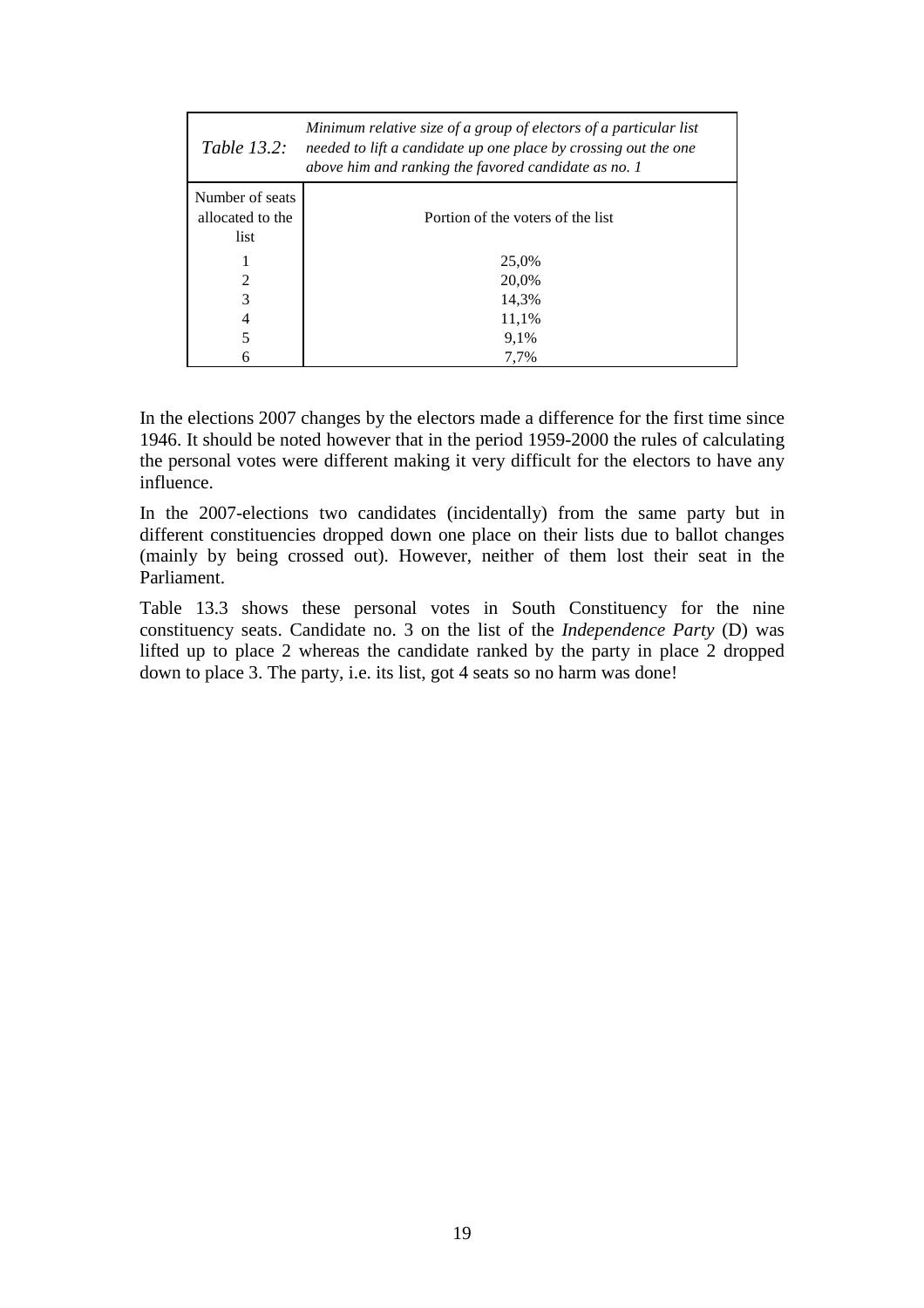| *Table 13.2:* | *Minimum relative size of a group of electors of a particular list needed to lift a candidate up one place by crossing out the one above him and ranking the favored candidate as no. 1* |
|---|---|
| Number of seats allocated to the list | Portion of the voters of the list |
| 1 | 25,0% |
| 2 | 20,0% |
| 3 | 14,3% |
| 4 | 11,1% |
| 5 | 9,1% |
| 6 | 7,7% |

In the elections 2007 changes by the electors made a difference for the first time since 1946. It should be noted however that in the period 1959-2000 the rules of calculating the personal votes were different making it very difficult for the electors to have any influence.

In the 2007-elections two candidates (incidentally) from the same party but in different constituencies dropped down one place on their lists due to ballot changes (mainly by being crossed out). However, neither of them lost their seat in the Parliament.

Table 13.3 shows these personal votes in South Constituency for the nine constituency seats. Candidate no. 3 on the list of the *Independence Party* (D) was lifted up to place 2 whereas the candidate ranked by the party in place 2 dropped down to place 3. The party, i.e. its list, got 4 seats so no harm was done!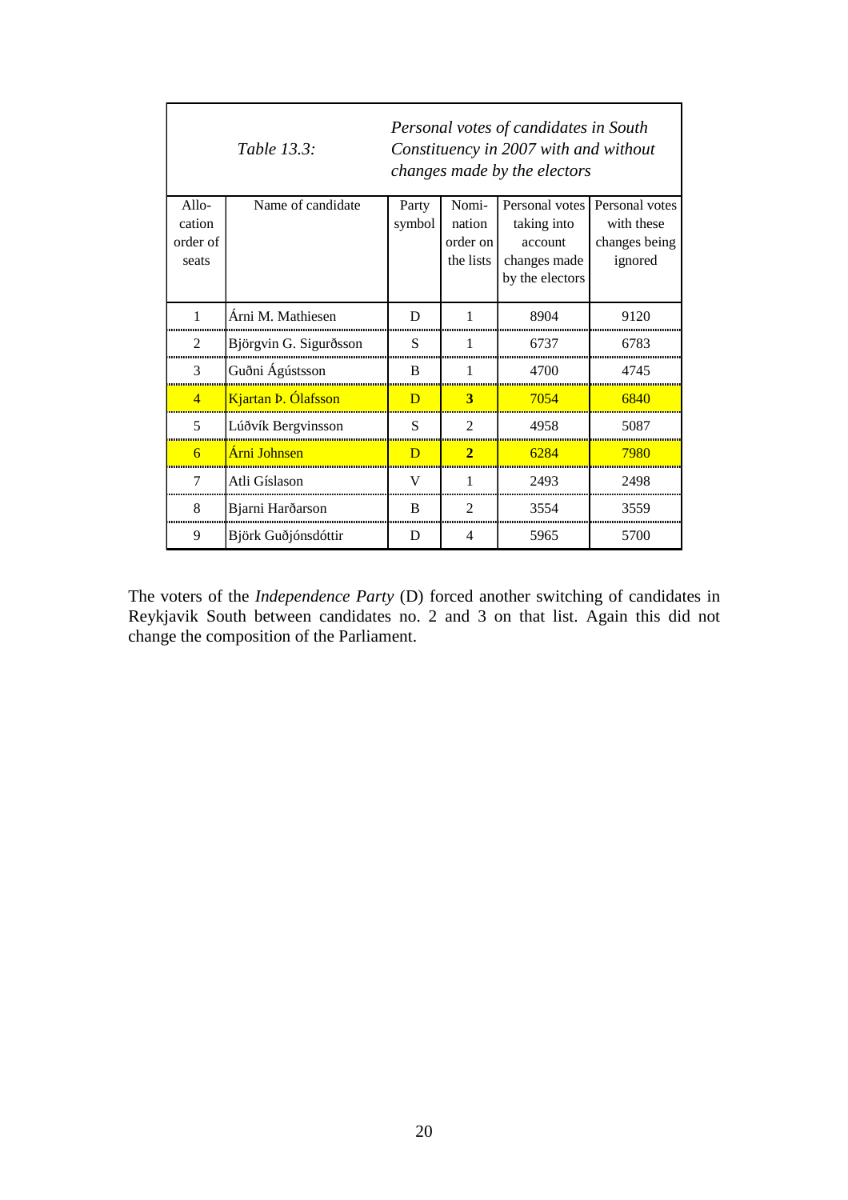*Table 13.3:* *Personal votes of candidates in South Constituency in 2007 with and without changes made by the electors*

| Allo-cation order of seats | Name of candidate | Party symbol | Nomi-nation order on the lists | Personal votes taking into account changes made by the electors | Personal votes with these changes being ignored |
|---|---|---|---|---|---|
| 1 | Árni M. Mathiesen | D | 1 | 8904 | 9120 |
| 2 | Björgvin G. Sigurðsson | S | 1 | 6737 | 6783 |
| 3 | Guðni Ágústsson | B | 1 | 4700 | 4745 |
| 4 | Kjartan Þ. Ólafsson | D | **3** | 7054 | 6840 |
| 5 | Lúðvík Bergvinsson | S | 2 | 4958 | 5087 |
| 6 | Árni Johnsen | D | **2** | 6284 | 7980 |
| 7 | Atli Gíslason | V | 1 | 2493 | 2498 |
| 8 | Bjarni Harðarson | B | 2 | 3554 | 3559 |
| 9 | Björk Guðjónsdóttir | D | 4 | 5965 | 5700 |

The voters of the *Independence Party* (D) forced another switching of candidates in Reykjavik South between candidates no. 2 and 3 on that list. Again this did not change the composition of the Parliament.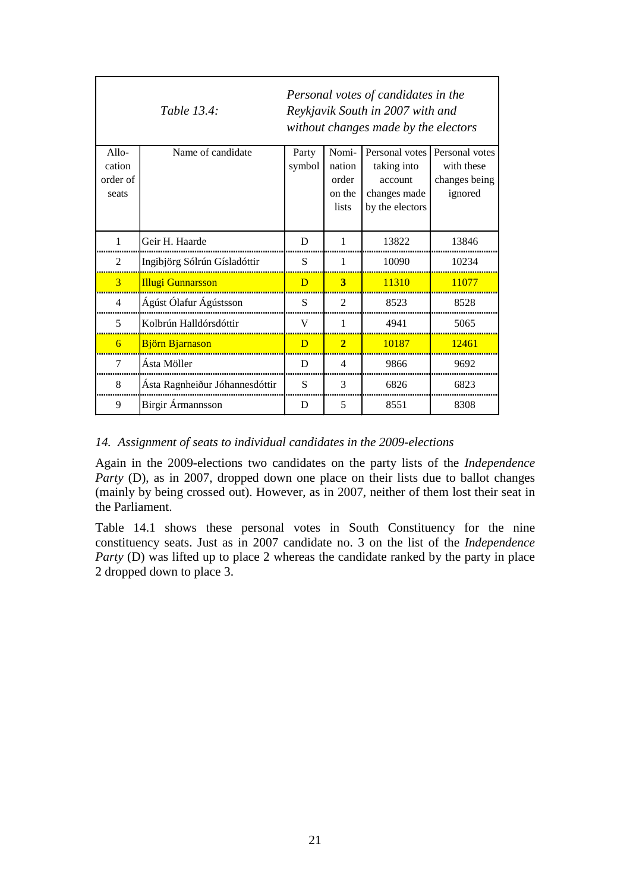| Table 13.4: | | *Personal votes of candidates in the Reykjavik South in 2007 with and without changes made by the electors* | | | |
|---|---|---|---|---|---|
| Allo-cation order of seats | Name of candidate | Party symbol | Nomi-nation order on the lists | Personal votes taking into account changes made by the electors | Personal votes with these changes being ignored |
| 1 | Geir H. Haarde | D | 1 | 13822 | 13846 |
| 2 | Ingibjörg Sólrún Gísladóttir | S | 1 | 10090 | 10234 |
| 3 | Illugi Gunnarsson | D | **3** | 11310 | 11077 |
| 4 | Ágúst Ólafur Ágústsson | S | 2 | 8523 | 8528 |
| 5 | Kolbrún Halldórsdóttir | V | 1 | 4941 | 5065 |
| 6 | Björn Bjarnason | D | **2** | 10187 | 12461 |
| 7 | Ásta Möller | D | 4 | 9866 | 9692 |
| 8 | Ásta Ragnheiður Jóhannesdóttir | S | 3 | 6826 | 6823 |
| 9 | Birgir Ármannsson | D | 5 | 8551 | 8308 |

## *14. Assignment of seats to individual candidates in the 2009-elections*

Again in the 2009-elections two candidates on the party lists of the *Independence Party* (D), as in 2007, dropped down one place on their lists due to ballot changes (mainly by being crossed out). However, as in 2007, neither of them lost their seat in the Parliament.

Table 14.1 shows these personal votes in South Constituency for the nine constituency seats. Just as in 2007 candidate no. 3 on the list of the *Independence Party* (D) was lifted up to place 2 whereas the candidate ranked by the party in place 2 dropped down to place 3.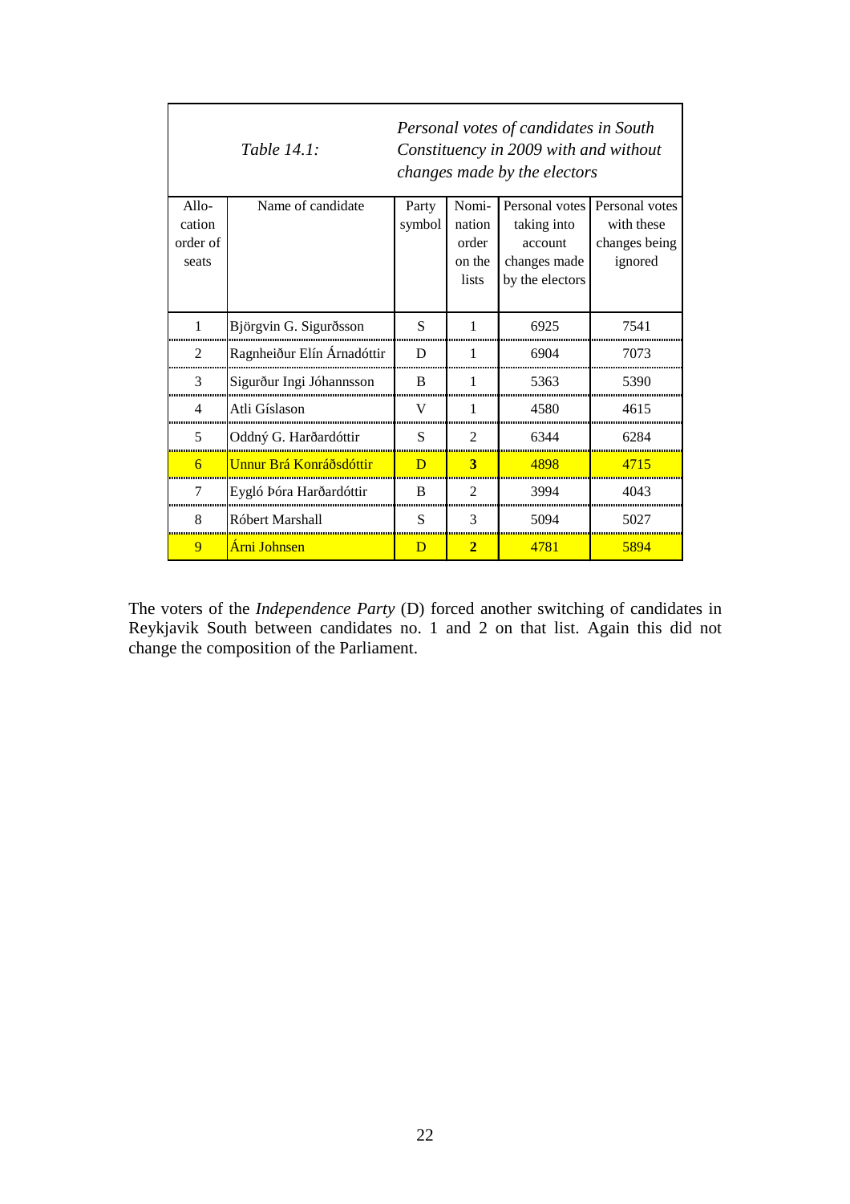| Table 14.1: | | *Personal votes of candidates in South Constituency in 2009 with and without changes made by the electors* | | | |
|---|---|---|---|---|---|
| Allo-cation order of seats | Name of candidate | Party symbol | Nomi-nation order on the lists | Personal votes taking into account changes made by the electors | Personal votes with these changes being ignored |
| 1 | Björgvin G. Sigurðsson | S | 1 | 6925 | 7541 |
| 2 | Ragnheiður Elín Árnadóttir | D | 1 | 6904 | 7073 |
| 3 | Sigurður Ingi Jóhannsson | B | 1 | 5363 | 5390 |
| 4 | Atli Gíslason | V | 1 | 4580 | 4615 |
| 5 | Oddný G. Harðardóttir | S | 2 | 6344 | 6284 |
| 6 | Unnur Brá Konráðsdóttir | D | **3** | 4898 | 4715 |
| 7 | Eygló Þóra Harðardóttir | B | 2 | 3994 | 4043 |
| 8 | Róbert Marshall | S | 3 | 5094 | 5027 |
| 9 | Árni Johnsen | D | **2** | 4781 | 5894 |

The voters of the *Independence Party* (D) forced another switching of candidates in Reykjavik South between candidates no. 1 and 2 on that list. Again this did not change the composition of the Parliament.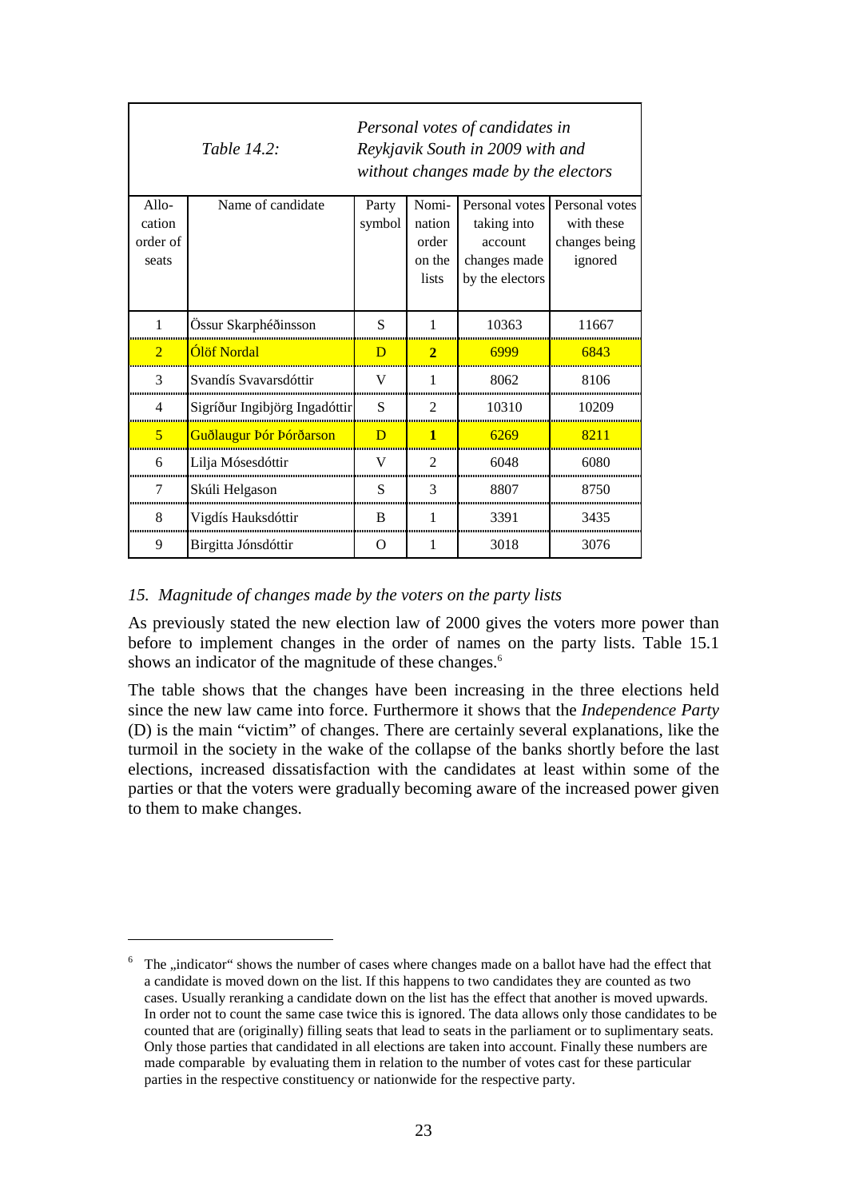| *Table 14.2:* | | *Personal votes of candidates in Reykjavik South in 2009 with and without changes made by the electors* | | | |
|---|---|---|---|---|---|
| Allocation order of seats | Name of candidate | Party symbol | Nomination order on the lists | Personal votes taking into account changes made by the electors | Personal votes with these changes being ignored |
| 1 | Össur Skarphéðinsson | S | 1 | 10363 | 11667 |
| 2 | Ólöf Nordal | D | **2** | 6999 | 6843 |
| 3 | Svandís Svavarsdóttir | V | 1 | 8062 | 8106 |
| 4 | Sigríður Ingibjörg Ingadóttir | S | 2 | 10310 | 10209 |
| 5 | Guðlaugur Þór Þórðarson | D | **1** | 6269 | 8211 |
| 6 | Lilja Mósesdóttir | V | 2 | 6048 | 6080 |
| 7 | Skúli Helgason | S | 3 | 8807 | 8750 |
| 8 | Vigdís Hauksdóttir | B | 1 | 3391 | 3435 |
| 9 | Birgitta Jónsdóttir | O | 1 | 3018 | 3076 |

## *15. Magnitude of changes made by the voters on the party lists*

As previously stated the new election law of 2000 gives the voters more power than before to implement changes in the order of names on the party lists. Table 15.1 shows an indicator of the magnitude of these changes.[6]

The table shows that the changes have been increasing in the three elections held since the new law came into force. Furthermore it shows that the *Independence Party* (D) is the main "victim" of changes. There are certainly several explanations, like the turmoil in the society in the wake of the collapse of the banks shortly before the last elections, increased dissatisfaction with the candidates at least within some of the parties or that the voters were gradually becoming aware of the increased power given to them to make changes.

---

[6] The „indicator" shows the number of cases where changes made on a ballot have had the effect that a candidate is moved down on the list. If this happens to two candidates they are counted as two cases. Usually reranking a candidate down on the list has the effect that another is moved upwards. In order not to count the same case twice this is ignored. The data allows only those candidates to be counted that are (originally) filling seats that lead to seats in the parliament or to suplimentary seats. Only those parties that candidated in all elections are taken into account. Finally these numbers are made comparable by evaluating them in relation to the number of votes cast for these particular parties in the respective constituency or nationwide for the respective party.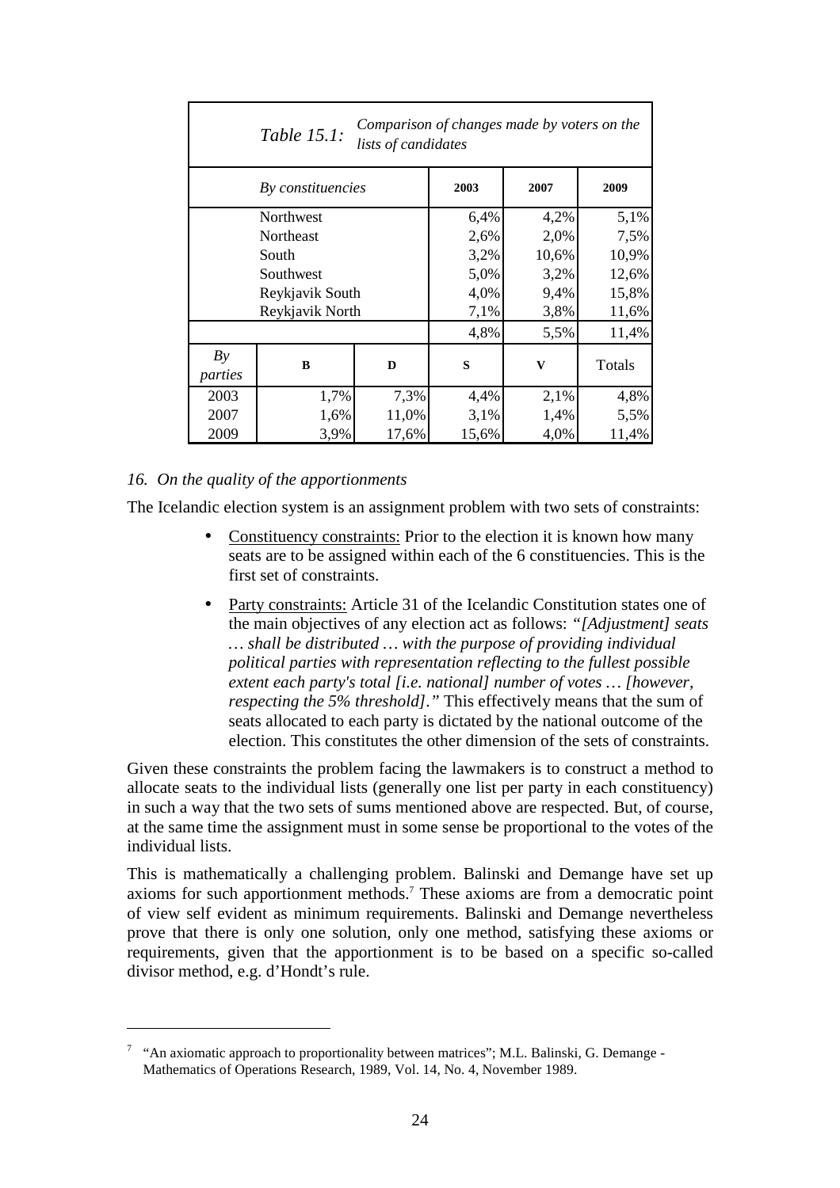*Table 15.1: Comparison of changes made by voters on the lists of candidates*

| *By constituencies* | | | 2003 | 2007 | 2009 |
|---|---|---|---|---|---|
| Northwest | | | 6,4% | 4,2% | 5,1% |
| Northeast | | | 2,6% | 2,0% | 7,5% |
| South | | | 3,2% | 10,6% | 10,9% |
| Southwest | | | 5,0% | 3,2% | 12,6% |
| Reykjavik South | | | 4,0% | 9,4% | 15,8% |
| Reykjavik North | | | 7,1% | 3,8% | 11,6% |
| | | | 4,8% | 5,5% | 11,4% |
| *By parties* | B | D | S | V | Totals |
| 2003 | 1,7% | 7,3% | 4,4% | 2,1% | 4,8% |
| 2007 | 1,6% | 11,0% | 3,1% | 1,4% | 5,5% |
| 2009 | 3,9% | 17,6% | 15,6% | 4,0% | 11,4% |

## *16. On the quality of the apportionments*

The Icelandic election system is an assignment problem with two sets of constraints:

- Constituency constraints: Prior to the election it is known how many seats are to be assigned within each of the 6 constituencies. This is the first set of constraints.
- Party constraints: Article 31 of the Icelandic Constitution states one of the main objectives of any election act as follows: *"[Adjustment] seats … shall be distributed … with the purpose of providing individual political parties with representation reflecting to the fullest possible extent each party's total [i.e. national] number of votes … [however, respecting the 5% threshold]."* This effectively means that the sum of seats allocated to each party is dictated by the national outcome of the election. This constitutes the other dimension of the sets of constraints.

Given these constraints the problem facing the lawmakers is to construct a method to allocate seats to the individual lists (generally one list per party in each constituency) in such a way that the two sets of sums mentioned above are respected. But, of course, at the same time the assignment must in some sense be proportional to the votes of the individual lists.

This is mathematically a challenging problem. Balinski and Demange have set up axioms for such apportionment methods.[7] These axioms are from a democratic point of view self evident as minimum requirements. Balinski and Demange nevertheless prove that there is only one solution, only one method, satisfying these axioms or requirements, given that the apportionment is to be based on a specific so-called divisor method, e.g. d'Hondt's rule.

[7] "An axiomatic approach to proportionality between matrices"; M.L. Balinski, G. Demange - Mathematics of Operations Research, 1989, Vol. 14, No. 4, November 1989.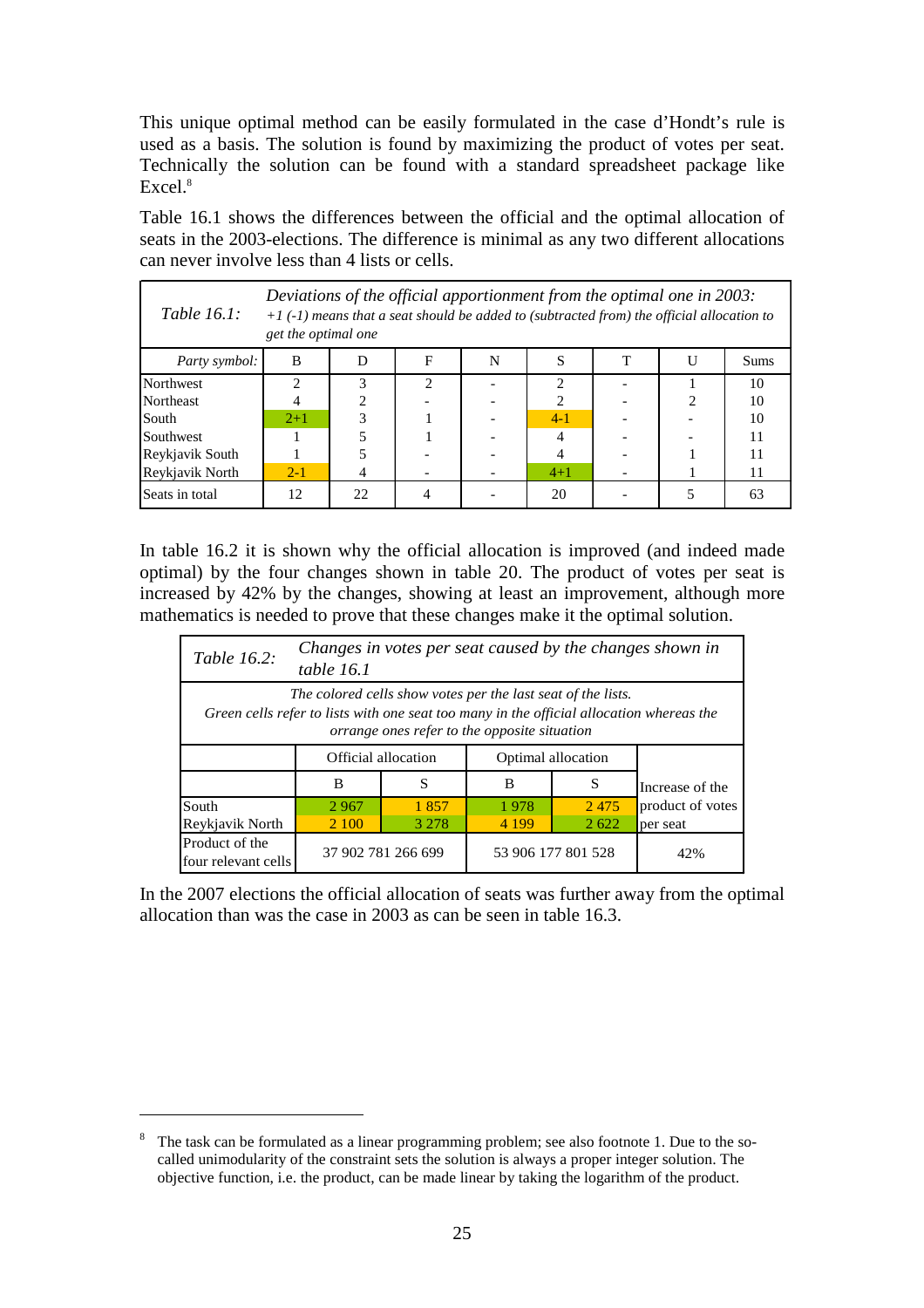This unique optimal method can be easily formulated in the case d'Hondt's rule is used as a basis. The solution is found by maximizing the product of votes per seat. Technically the solution can be found with a standard spreadsheet package like Excel.[8]

Table 16.1 shows the differences between the official and the optimal allocation of seats in the 2003-elections. The difference is minimal as any two different allocations can never involve less than 4 lists or cells.

| *Table 16.1:* | *Deviations of the official apportionment from the optimal one in 2003: +1 (-1) means that a seat should be added to (subtracted from) the official allocation to get the optimal one* | | | | | | | |
|---|---|---|---|---|---|---|---|---|
| *Party symbol:* | B | D | F | N | S | T | U | Sums |
| Northwest | 2 | 3 | 2 | - | 2 | - | 1 | 10 |
| Northeast | 4 | 2 | - | - | 2 | - | 2 | 10 |
| South | 2+1 | 3 | 1 | - | 4-1 | - | - | 10 |
| Southwest | 1 | 5 | 1 | - | 4 | - | - | 11 |
| Reykjavik South | 1 | 5 | - | - | 4 | - | 1 | 11 |
| Reykjavik North | 2-1 | 4 | - | - | 4+1 | - | 1 | 11 |
| Seats in total | 12 | 22 | 4 | - | 20 | - | 5 | 63 |

In table 16.2 it is shown why the official allocation is improved (and indeed made optimal) by the four changes shown in table 20. The product of votes per seat is increased by 42% by the changes, showing at least an improvement, although more mathematics is needed to prove that these changes make it the optimal solution.

| *Table 16.2:* | *Changes in votes per seat caused by the changes shown in table 16.1* | | | | |
|---|---|---|---|---|---|
| *The colored cells show votes per the last seat of the lists. Green cells refer to lists with one seat too many in the official allocation whereas the orrange ones refer to the opposite situation* | | | | | |
| | Official allocation | | Optimal allocation | | Increase of the product of votes per seat |
| | B | S | B | S | |
| South | 2 967 | 1 857 | 1 978 | 2 475 | |
| Reykjavik North | 2 100 | 3 278 | 4 199 | 2 622 | |
| Product of the four relevant cells | 37 902 781 266 699 | | 53 906 177 801 528 | | 42% |

In the 2007 elections the official allocation of seats was further away from the optimal allocation than was the case in 2003 as can be seen in table 16.3.

---

[8] The task can be formulated as a linear programming problem; see also footnote 1. Due to the so-called unimodularity of the constraint sets the solution is always a proper integer solution. The objective function, i.e. the product, can be made linear by taking the logarithm of the product.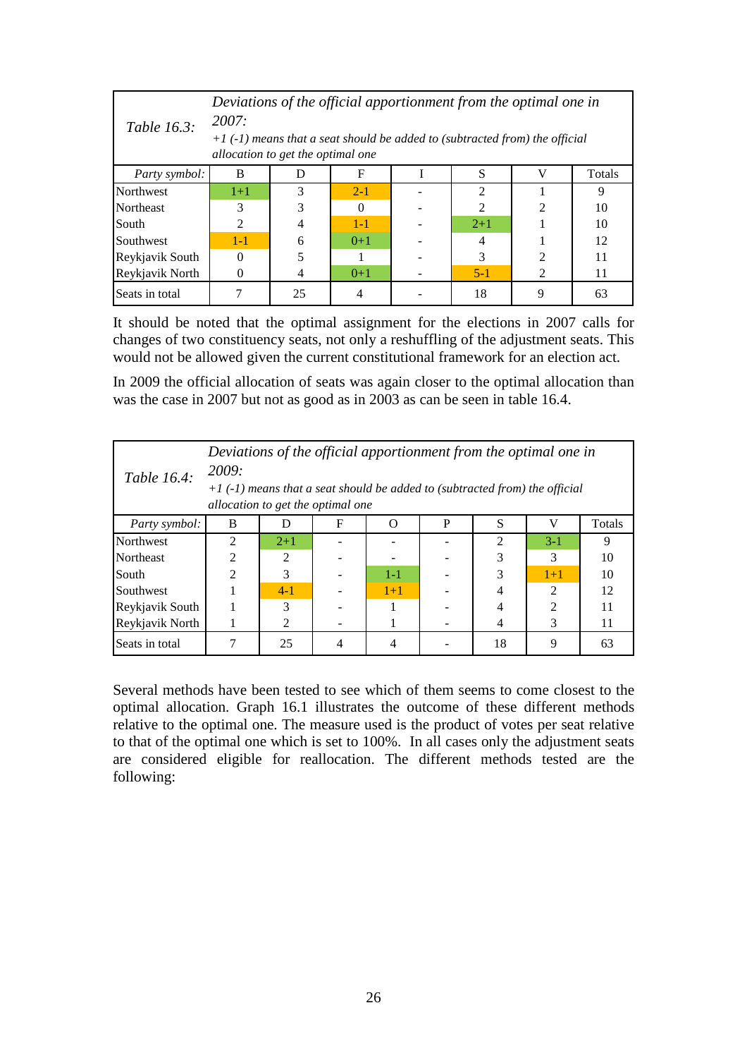| *Table 16.3:* | *Deviations of the official apportionment from the optimal one in 2007:* *+1 (-1) means that a seat should be added to (subtracted from) the official allocation to get the optimal one* | | | | | |
|---|---|---|---|---|---|---|
| *Party symbol:* | B | D | F | I | S | V | Totals |
| Northwest | 1+1 | 3 | 2-1 | - | 2 | 1 | 9 |
| Northeast | 3 | 3 | 0 | - | 2 | 2 | 10 |
| South | 2 | 4 | 1-1 | - | 2+1 | 1 | 10 |
| Southwest | 1-1 | 6 | 0+1 | - | 4 | 1 | 12 |
| Reykjavik South | 0 | 5 | 1 | - | 3 | 2 | 11 |
| Reykjavik North | 0 | 4 | 0+1 | - | 5-1 | 2 | 11 |
| Seats in total | 7 | 25 | 4 | - | 18 | 9 | 63 |

It should be noted that the optimal assignment for the elections in 2007 calls for changes of two constituency seats, not only a reshuffling of the adjustment seats. This would not be allowed given the current constitutional framework for an election act.

In 2009 the official allocation of seats was again closer to the optimal allocation than was the case in 2007 but not as good as in 2003 as can be seen in table 16.4.

| *Table 16.4:* | *Deviations of the official apportionment from the optimal one in 2009:* *+1 (-1) means that a seat should be added to (subtracted from) the official allocation to get the optimal one* | | | | | | |
|---|---|---|---|---|---|---|---|
| *Party symbol:* | B | D | F | O | P | S | V | Totals |
| Northwest | 2 | 2+1 | - | - | - | 2 | 3-1 | 9 |
| Northeast | 2 | 2 | - | - | - | 3 | 3 | 10 |
| South | 2 | 3 | - | 1-1 | - | 3 | 1+1 | 10 |
| Southwest | 1 | 4-1 | - | 1+1 | - | 4 | 2 | 12 |
| Reykjavik South | 1 | 3 | - | 1 | - | 4 | 2 | 11 |
| Reykjavik North | 1 | 2 | - | 1 | - | 4 | 3 | 11 |
| Seats in total | 7 | 25 | 4 | 4 | - | 18 | 9 | 63 |

Several methods have been tested to see which of them seems to come closest to the optimal allocation. Graph 16.1 illustrates the outcome of these different methods relative to the optimal one. The measure used is the product of votes per seat relative to that of the optimal one which is set to 100%. In all cases only the adjustment seats are considered eligible for reallocation. The different methods tested are the following: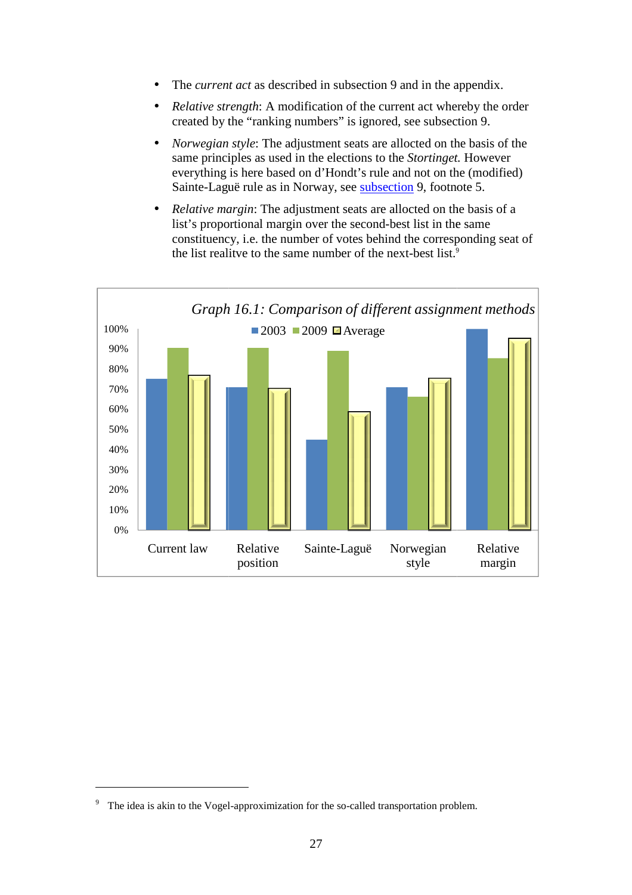- The *current act* as described in subsection 9 and in the appendix.
- *Relative strength*: A modification of the current act whereby the order created by the "ranking numbers" is ignored, see subsection 9.
- *Norwegian style*: The adjustment seats are allocted on the basis of the same principles as used in the elections to the *Stortinget.* However everything is here based on d'Hondt's rule and not on the (modified) Sainte-Laguë rule as in Norway, see subsection 9, footnote 5.
- *Relative margin*: The adjustment seats are allocted on the basis of a list's proportional margin over the second-best list in the same constituency, i.e. the number of votes behind the corresponding seat of the list realitve to the same number of the next-best list.[9]

*Graph 16.1: Comparison of different assignment methods*

2003 | 2009 | Average

Current law | Relative position | Sainte-Laguë | Norwegian style | Relative margin

[9] The idea is akin to the Vogel-approximization for the so-called transportation problem.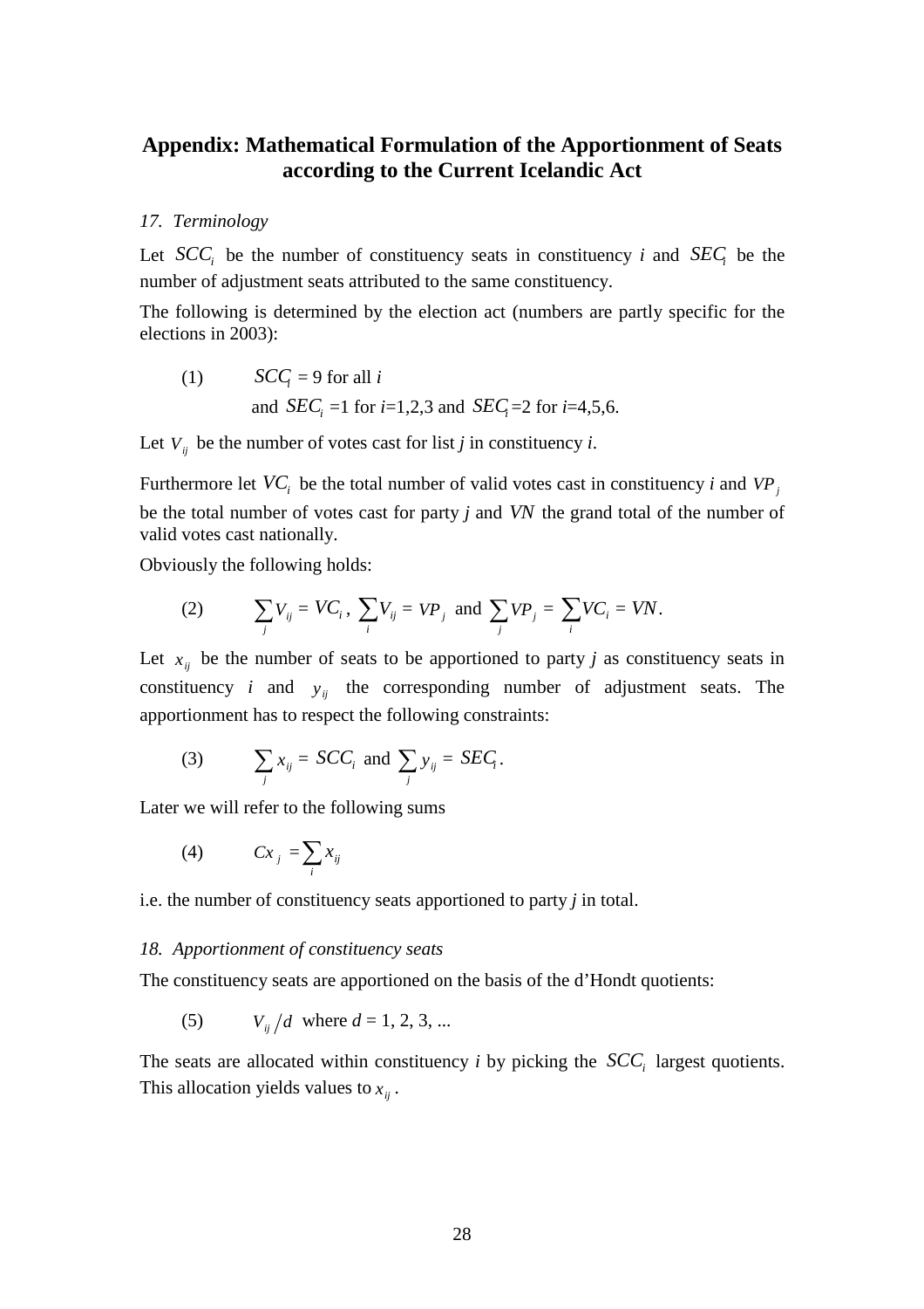## Appendix: Mathematical Formulation of the Apportionment of Seats according to the Current Icelandic Act

### *17. Terminology*

Let $SCC_i$ be the number of constituency seats in constituency *i* and $SEC_i$ be the number of adjustment seats attributed to the same constituency.

The following is determined by the election act (numbers are partly specific for the elections in 2003):

$$(1) \qquad SCC_i = 9 \text{ for all } i$$

$$\text{and } SEC_i = 1 \text{ for } i = 1,2,3 \text{ and } SEC_i = 2 \text{ for } i = 4,5,6.$$

Let $V_{ij}$ be the number of votes cast for list *j* in constituency *i*.

Furthermore let $VC_i$ be the total number of valid votes cast in constituency *i* and $VP_j$ be the total number of votes cast for party *j* and *VN* the grand total of the number of valid votes cast nationally.

Obviously the following holds:

$$(2) \qquad \sum_j V_{ij} = VC_i, \ \sum_i V_{ij} = VP_j \text{ and } \sum_j VP_j = \sum_i VC_i = VN.$$

Let $x_{ij}$ be the number of seats to be apportioned to party *j* as constituency seats in constituency *i* and $y_{ij}$ the corresponding number of adjustment seats. The apportionment has to respect the following constraints:

$$(3) \qquad \sum_j x_{ij} = SCC_i \text{ and } \sum_j y_{ij} = SEC_i.$$

Later we will refer to the following sums

$$(4) \qquad Cx_j = \sum_i x_{ij}$$

i.e. the number of constituency seats apportioned to party *j* in total.

### *18. Apportionment of constituency seats*

The constituency seats are apportioned on the basis of the d'Hondt quotients:

$$(5) \qquad V_{ij}/d \text{ where } d = 1, 2, 3, ...$$

The seats are allocated within constituency *i* by picking the $SCC_i$ largest quotients. This allocation yields values to $x_{ij}$.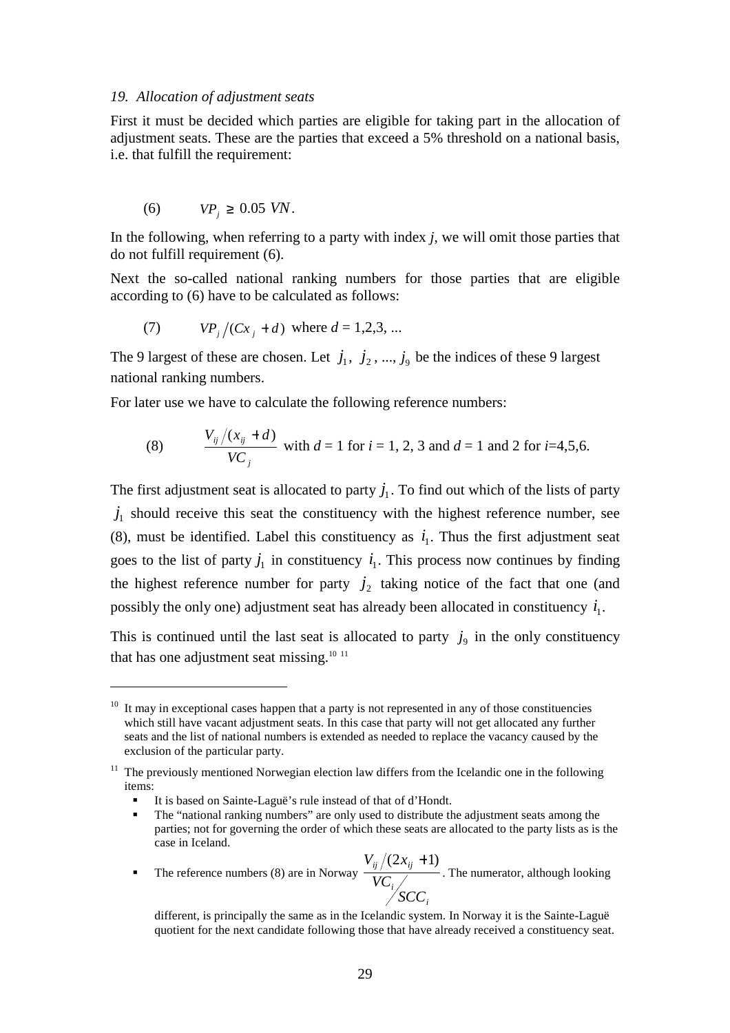*19. Allocation of adjustment seats*

First it must be decided which parties are eligible for taking part in the allocation of adjustment seats. These are the parties that exceed a 5% threshold on a national basis, i.e. that fulfill the requirement:

$$(6) \qquad VP_j \geq 0.05\ VN.$$

In the following, when referring to a party with index *j*, we will omit those parties that do not fulfill requirement (6).

Next the so-called national ranking numbers for those parties that are eligible according to (6) have to be calculated as follows:

$$(7) \qquad VP_j / (Cx_j + d) \text{ where } d = 1,2,3, \ldots$$

The 9 largest of these are chosen. Let $j_1$, $j_2$, ..., $j_9$ be the indices of these 9 largest national ranking numbers.

For later use we have to calculate the following reference numbers:

$$(8) \qquad \frac{V_{ij} / (x_{ij} + d)}{VC_j} \text{ with } d = 1 \text{ for } i = 1, 2, 3 \text{ and } d = 1 \text{ and } 2 \text{ for } i = 4,5,6.$$

The first adjustment seat is allocated to party $j_1$. To find out which of the lists of party $j_1$ should receive this seat the constituency with the highest reference number, see (8), must be identified. Label this constituency as $i_1$. Thus the first adjustment seat goes to the list of party $j_1$ in constituency $i_1$. This process now continues by finding the highest reference number for party $j_2$ taking notice of the fact that one (and possibly the only one) adjustment seat has already been allocated in constituency $i_1$.

This is continued until the last seat is allocated to party $j_9$ in the only constituency that has one adjustment seat missing.[10] [11]

---

[10] It may in exceptional cases happen that a party is not represented in any of those constituencies which still have vacant adjustment seats. In this case that party will not get allocated any further seats and the list of national numbers is extended as needed to replace the vacancy caused by the exclusion of the particular party.

[11] The previously mentioned Norwegian election law differs from the Icelandic one in the following items:

- It is based on Sainte-Laguë's rule instead of that of d'Hondt.
- The "national ranking numbers" are only used to distribute the adjustment seats among the parties; not for governing the order of which these seats are allocated to the party lists as is the case in Iceland.
- The reference numbers (8) are in Norway $\dfrac{V_{ij} / (2x_{ij} + 1)}{VC_i / SCC_i}$. The numerator, although looking different, is principally the same as in the Icelandic system. In Norway it is the Sainte-Laguë quotient for the next candidate following those that have already received a constituency seat.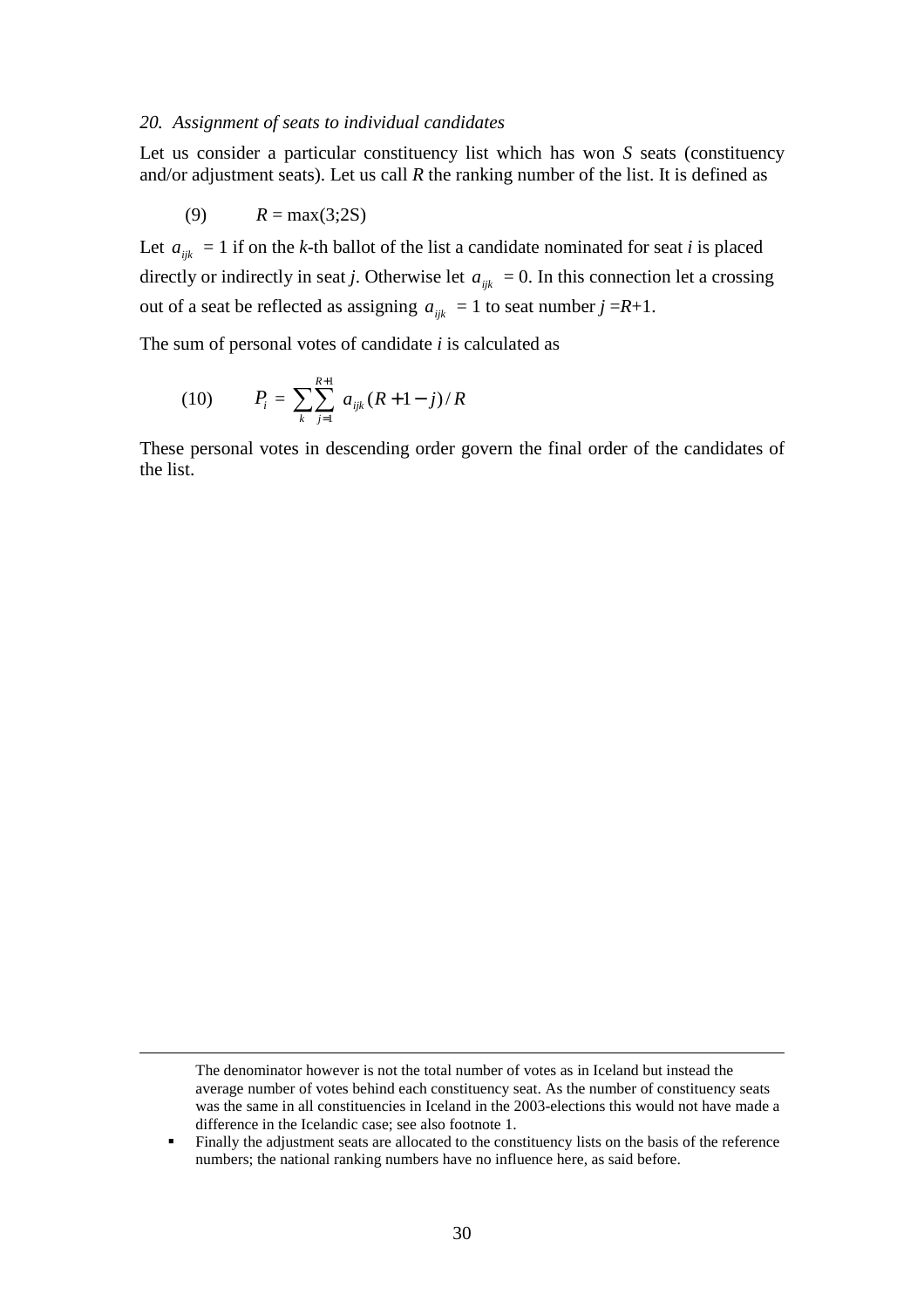*20. Assignment of seats to individual candidates*

Let us consider a particular constituency list which has won $S$ seats (constituency and/or adjustment seats). Let us call $R$ the ranking number of the list. It is defined as

$$R = \max(3; 2S) \tag{9}$$

Let $a_{ijk} = 1$ if on the $k$-th ballot of the list a candidate nominated for seat $i$ is placed directly or indirectly in seat $j$. Otherwise let $a_{ijk} = 0$. In this connection let a crossing out of a seat be reflected as assigning $a_{ijk} = 1$ to seat number $j = R+1$.

The sum of personal votes of candidate $i$ is calculated as

$$P_i = \sum_k \sum_{j=1}^{R+1} a_{ijk}(R+1-j)/R \tag{10}$$

These personal votes in descending order govern the final order of the candidates of the list.

---

The denominator however is not the total number of votes as in Iceland but instead the average number of votes behind each constituency seat. As the number of constituency seats was the same in all constituencies in Iceland in the 2003-elections this would not have made a difference in the Icelandic case; see also footnote 1.

- Finally the adjustment seats are allocated to the constituency lists on the basis of the reference numbers; the national ranking numbers have no influence here, as said before.